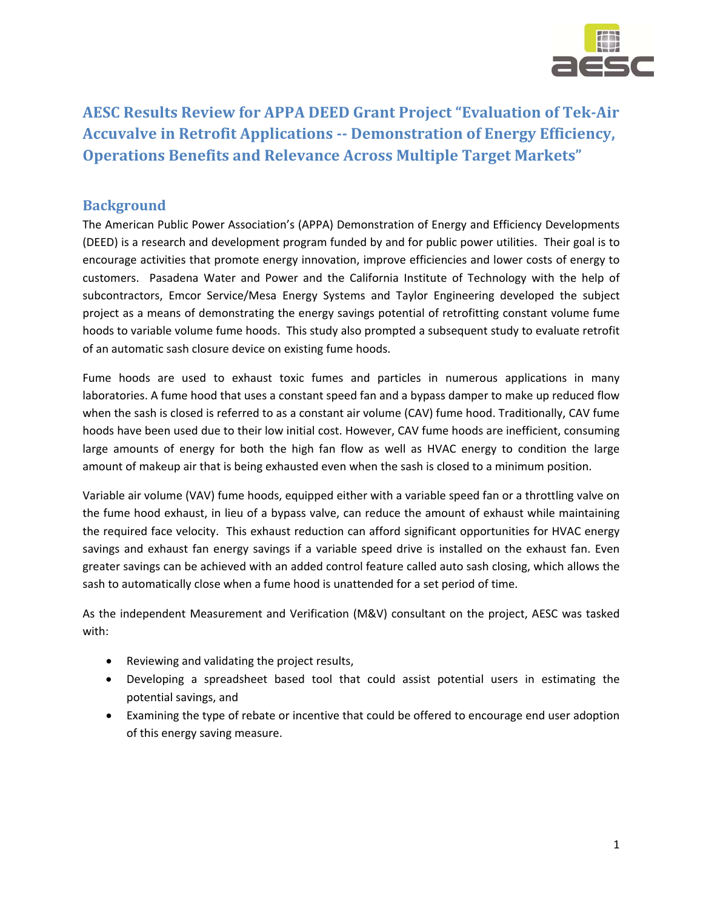# AESC Results Review for APPA DEED Grant Project "Evaluation of Tek-Air Accuvalve in Retrofit Applications -- Demonstration of Energy Efficiency, Operations Benefits and Relevance Across Multiple Target Markets"

## Background

The American Public Power Association's (APPA) Demonstration of Energy and Efficiency Developments (DEED) is a research and development program funded by and for public power utilities. Their goal is to encourage activities that promote energy innovation, improve efficiencies and lower costs of energy to customers. Pasadena Water and Power and the California Institute of Technology with the help of subcontractors, Emcor Service/Mesa Energy Systems and Taylor Engineering developed the subject project as a means of demonstrating the energy savings potential of retrofitting constant volume fume hoods to variable volume fume hoods. This study also prompted a subsequent study to evaluate retrofit of an automatic sash closure device on existing fume hoods.

Fume hoods are used to exhaust toxic fumes and particles in numerous applications in many laboratories. A fume hood that uses a constant speed fan and a bypass damper to make up reduced flow when the sash is closed is referred to as a constant air volume (CAV) fume hood. Traditionally, CAV fume hoods have been used due to their low initial cost. However, CAV fume hoods are inefficient, consuming large amounts of energy for both the high fan flow as well as HVAC energy to condition the large amount of makeup air that is being exhausted even when the sash is closed to a minimum position.

Variable air volume (VAV) fume hoods, equipped either with a variable speed fan or a throttling valve on the fume hood exhaust, in lieu of a bypass valve, can reduce the amount of exhaust while maintaining the required face velocity. This exhaust reduction can afford significant opportunities for HVAC energy savings and exhaust fan energy savings if a variable speed drive is installed on the exhaust fan. Even greater savings can be achieved with an added control feature called auto sash closing, which allows the sash to automatically close when a fume hood is unattended for a set period of time.

As the independent Measurement and Verification (M&V) consultant on the project, AESC was tasked with:

- Reviewing and validating the project results,
- Developing a spreadsheet based tool that could assist potential users in estimating the potential savings, and
- Examining the type of rebate or incentive that could be offered to encourage end user adoption of this energy saving measure.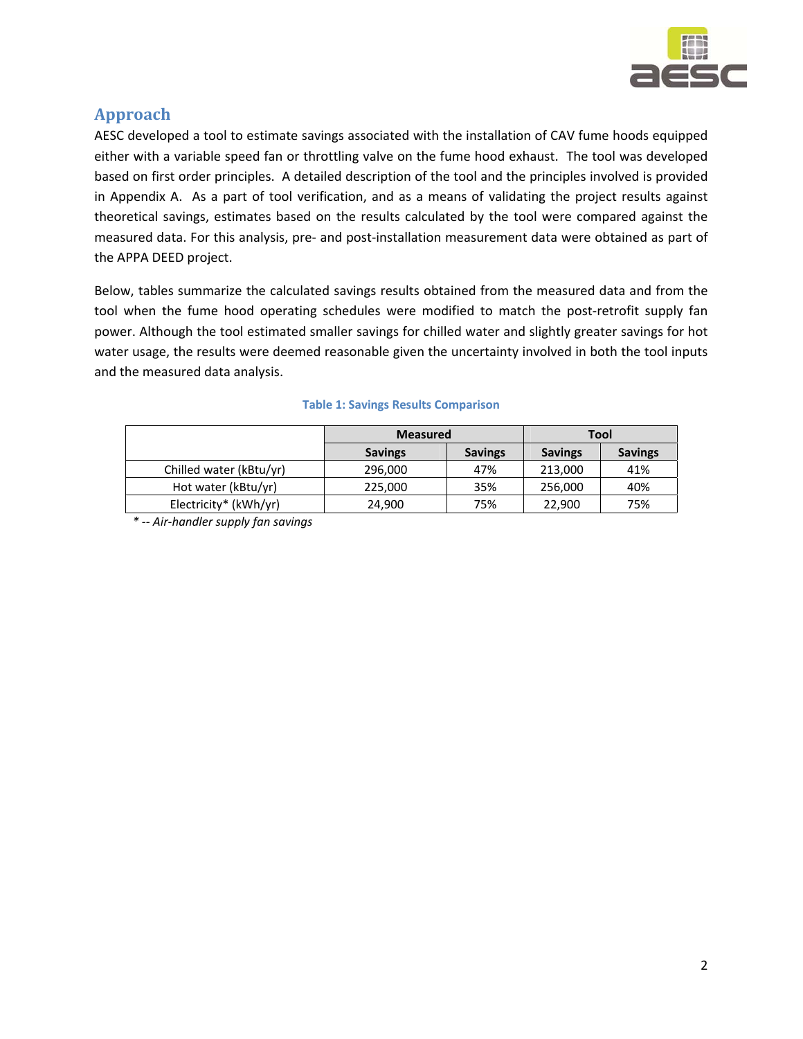## Approach

AESC developed a tool to estimate savings associated with the installation of CAV fume hoods equipped either with a variable speed fan or throttling valve on the fume hood exhaust. The tool was developed based on first order principles. A detailed description of the tool and the principles involved is provided in Appendix A. As a part of tool verification, and as a means of validating the project results against theoretical savings, estimates based on the results calculated by the tool were compared against the measured data. For this analysis, pre- and post-installation measurement data were obtained as part of the APPA DEED project.

Below, tables summarize the calculated savings results obtained from the measured data and from the tool when the fume hood operating schedules were modified to match the post-retrofit supply fan power. Although the tool estimated smaller savings for chilled water and slightly greater savings for hot water usage, the results were deemed reasonable given the uncertainty involved in both the tool inputs and the measured data analysis.

**Table 1: Savings Results Comparison**

| | Measured | | Tool | |
|---|---|---|---|---|
| | **Savings** | **Savings** | **Savings** | **Savings** |
| Chilled water (kBtu/yr) | 296,000 | 47% | 213,000 | 41% |
| Hot water (kBtu/yr) | 225,000 | 35% | 256,000 | 40% |
| Electricity* (kWh/yr) | 24,900 | 75% | 22,900 | 75% |

*\* -- Air-handler supply fan savings*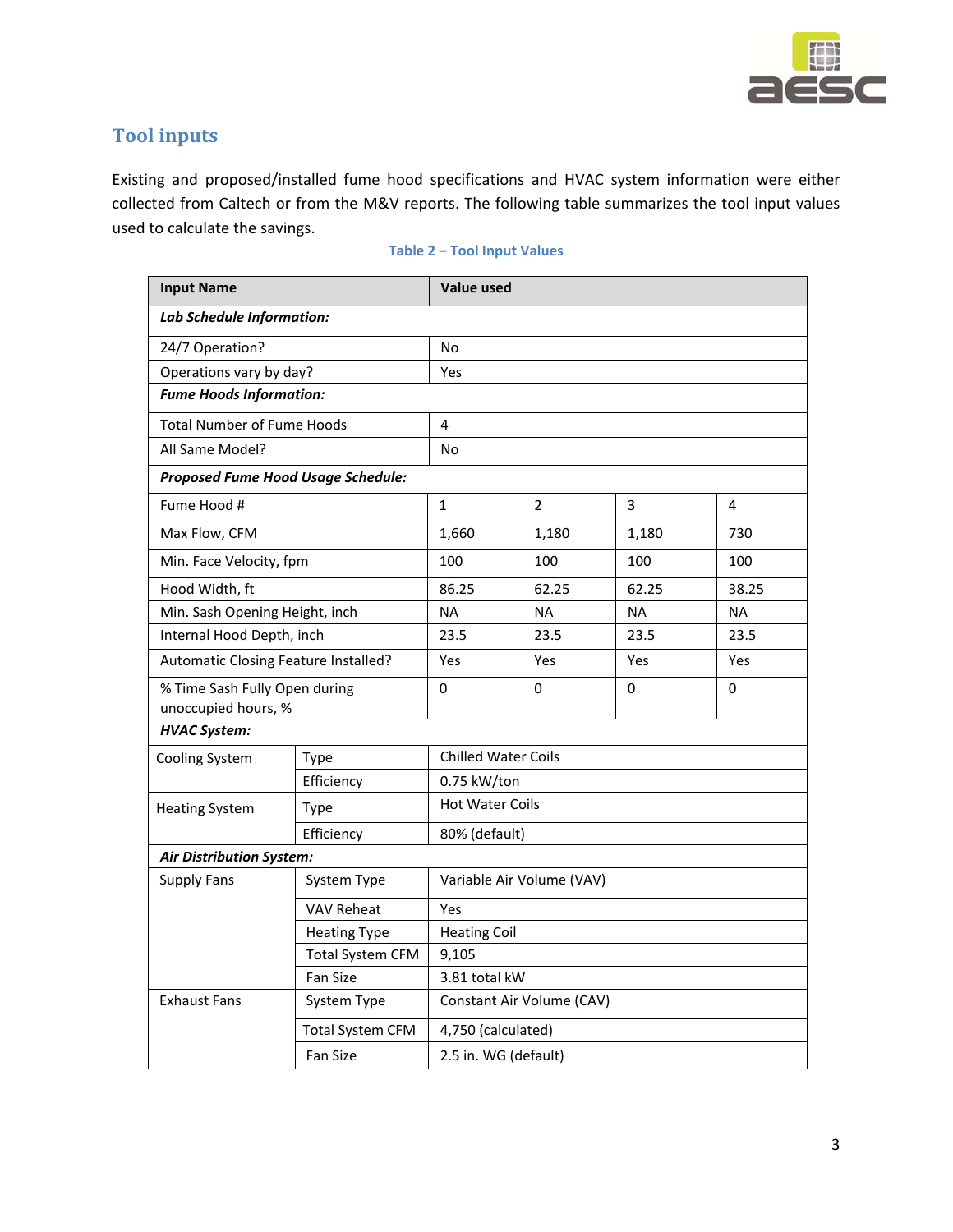## Tool inputs

Existing and proposed/installed fume hood specifications and HVAC system information were either collected from Caltech or from the M&V reports. The following table summarizes the tool input values used to calculate the savings.

**Table 2 – Tool Input Values**

| Input Name | | Value used | | | |
|---|---|---|---|---|---|
| ***Lab Schedule Information:*** | | | | | |
| 24/7 Operation? | | No | | | |
| Operations vary by day? | | Yes | | | |
| ***Fume Hoods Information:*** | | | | | |
| Total Number of Fume Hoods | | 4 | | | |
| All Same Model? | | No | | | |
| ***Proposed Fume Hood Usage Schedule:*** | | | | | |
| Fume Hood # | | 1 | 2 | 3 | 4 |
| Max Flow, CFM | | 1,660 | 1,180 | 1,180 | 730 |
| Min. Face Velocity, fpm | | 100 | 100 | 100 | 100 |
| Hood Width, ft | | 86.25 | 62.25 | 62.25 | 38.25 |
| Min. Sash Opening Height, inch | | NA | NA | NA | NA |
| Internal Hood Depth, inch | | 23.5 | 23.5 | 23.5 | 23.5 |
| Automatic Closing Feature Installed? | | Yes | Yes | Yes | Yes |
| % Time Sash Fully Open during unoccupied hours, % | | 0 | 0 | 0 | 0 |
| ***HVAC System:*** | | | | | |
| Cooling System | Type | Chilled Water Coils | | | |
| | Efficiency | 0.75 kW/ton | | | |
| Heating System | Type | Hot Water Coils | | | |
| | Efficiency | 80% (default) | | | |
| ***Air Distribution System:*** | | | | | |
| Supply Fans | System Type | Variable Air Volume (VAV) | | | |
| | VAV Reheat | Yes | | | |
| | Heating Type | Heating Coil | | | |
| | Total System CFM | 9,105 | | | |
| | Fan Size | 3.81 total kW | | | |
| Exhaust Fans | System Type | Constant Air Volume (CAV) | | | |
| | Total System CFM | 4,750 (calculated) | | | |
| | Fan Size | 2.5 in. WG (default) | | | |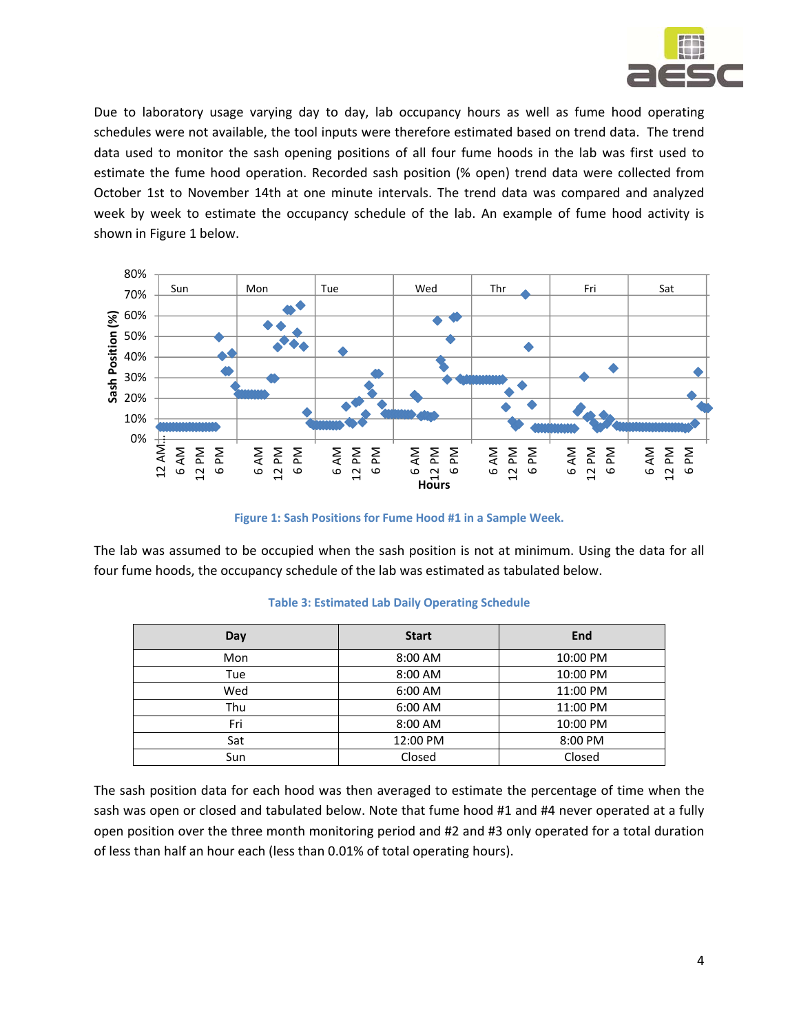Due to laboratory usage varying day to day, lab occupancy hours as well as fume hood operating schedules were not available, the tool inputs were therefore estimated based on trend data. The trend data used to monitor the sash opening positions of all four fume hoods in the lab was first used to estimate the fume hood operation. Recorded sash position (% open) trend data were collected from October 1st to November 14th at one minute intervals. The trend data was compared and analyzed week by week to estimate the occupancy schedule of the lab. An example of fume hood activity is shown in Figure 1 below.

**Figure 1: Sash Positions for Fume Hood #1 in a Sample Week.**

The lab was assumed to be occupied when the sash position is not at minimum. Using the data for all four fume hoods, the occupancy schedule of the lab was estimated as tabulated below.

**Table 3: Estimated Lab Daily Operating Schedule**

| Day | Start | End |
|---|---|---|
| Mon | 8:00 AM | 10:00 PM |
| Tue | 8:00 AM | 10:00 PM |
| Wed | 6:00 AM | 11:00 PM |
| Thu | 6:00 AM | 11:00 PM |
| Fri | 8:00 AM | 10:00 PM |
| Sat | 12:00 PM | 8:00 PM |
| Sun | Closed | Closed |

The sash position data for each hood was then averaged to estimate the percentage of time when the sash was open or closed and tabulated below. Note that fume hood #1 and #4 never operated at a fully open position over the three month monitoring period and #2 and #3 only operated for a total duration of less than half an hour each (less than 0.01% of total operating hours).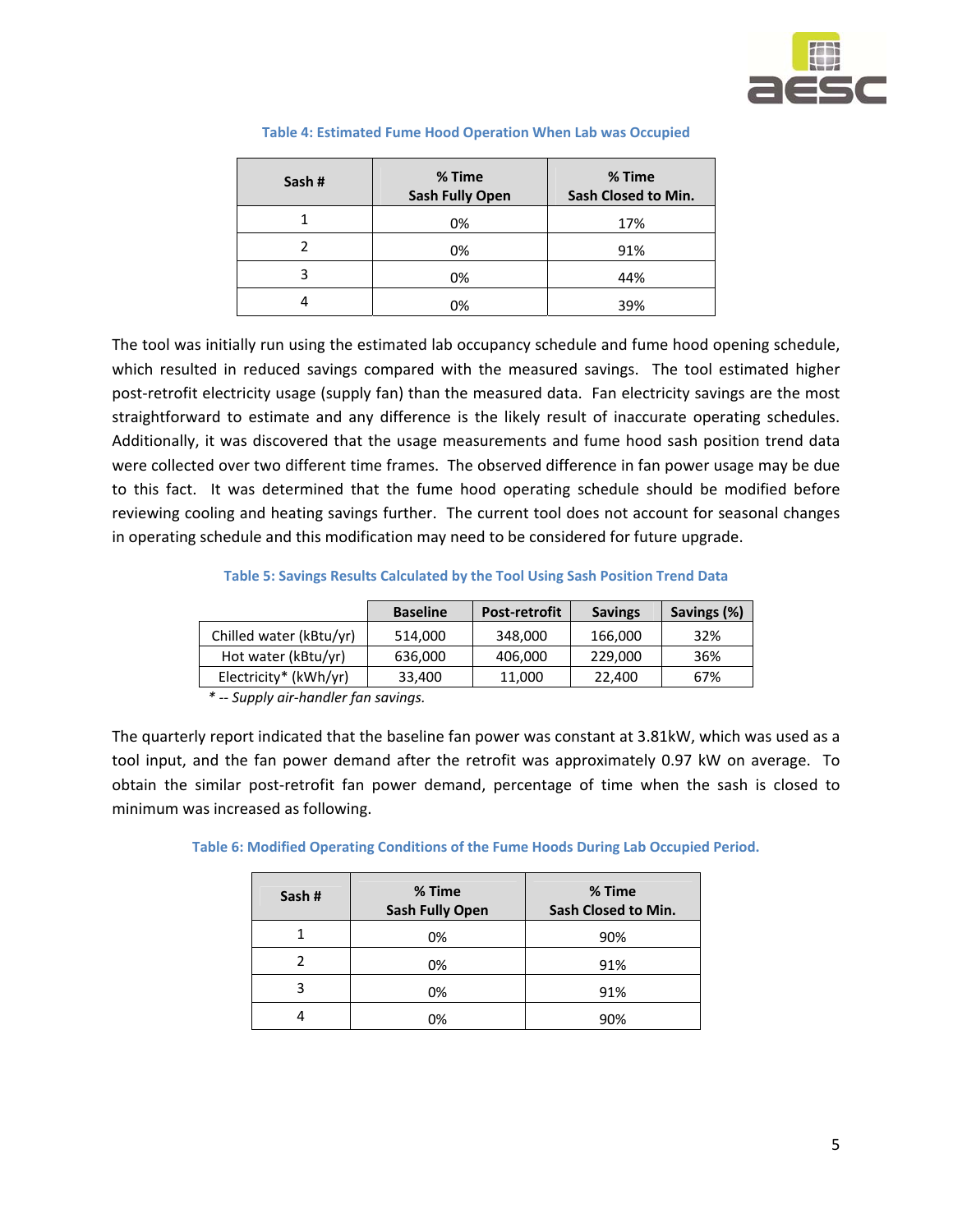**Table 4: Estimated Fume Hood Operation When Lab was Occupied**

| Sash # | % Time Sash Fully Open | % Time Sash Closed to Min. |
|---|---|---|
| 1 | 0% | 17% |
| 2 | 0% | 91% |
| 3 | 0% | 44% |
| 4 | 0% | 39% |

The tool was initially run using the estimated lab occupancy schedule and fume hood opening schedule, which resulted in reduced savings compared with the measured savings. The tool estimated higher post-retrofit electricity usage (supply fan) than the measured data. Fan electricity savings are the most straightforward to estimate and any difference is the likely result of inaccurate operating schedules. Additionally, it was discovered that the usage measurements and fume hood sash position trend data were collected over two different time frames. The observed difference in fan power usage may be due to this fact. It was determined that the fume hood operating schedule should be modified before reviewing cooling and heating savings further. The current tool does not account for seasonal changes in operating schedule and this modification may need to be considered for future upgrade.

**Table 5: Savings Results Calculated by the Tool Using Sash Position Trend Data**

| | Baseline | Post-retrofit | Savings | Savings (%) |
|---|---|---|---|---|
| Chilled water (kBtu/yr) | 514,000 | 348,000 | 166,000 | 32% |
| Hot water (kBtu/yr) | 636,000 | 406,000 | 229,000 | 36% |
| Electricity* (kWh/yr) | 33,400 | 11,000 | 22,400 | 67% |

*\* -- Supply air-handler fan savings.*

The quarterly report indicated that the baseline fan power was constant at 3.81kW, which was used as a tool input, and the fan power demand after the retrofit was approximately 0.97 kW on average. To obtain the similar post-retrofit fan power demand, percentage of time when the sash is closed to minimum was increased as following.

**Table 6: Modified Operating Conditions of the Fume Hoods During Lab Occupied Period.**

| Sash # | % Time Sash Fully Open | % Time Sash Closed to Min. |
|---|---|---|
| 1 | 0% | 90% |
| 2 | 0% | 91% |
| 3 | 0% | 91% |
| 4 | 0% | 90% |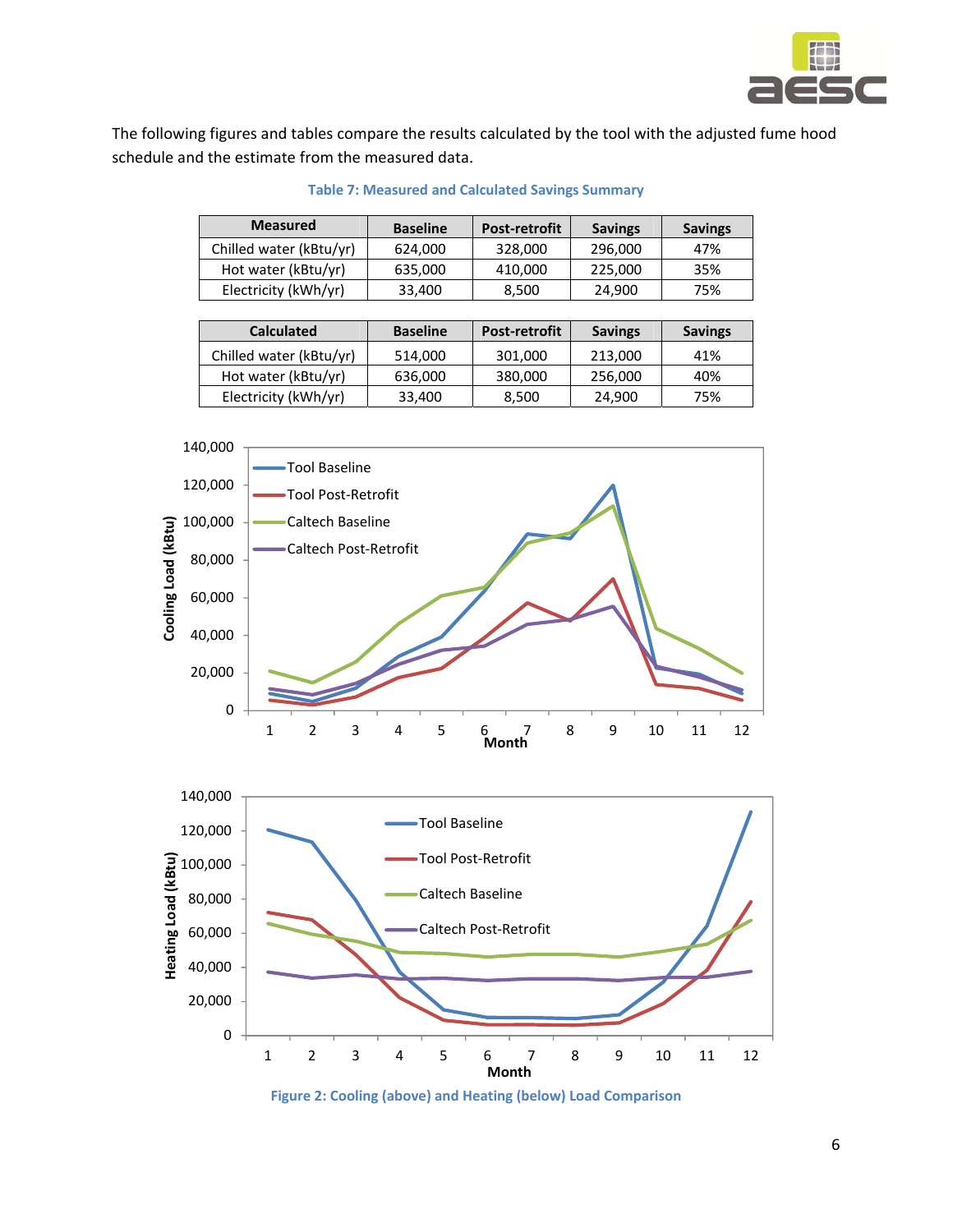The following figures and tables compare the results calculated by the tool with the adjusted fume hood schedule and the estimate from the measured data.

**Table 7: Measured and Calculated Savings Summary**

| Measured | Baseline | Post-retrofit | Savings | Savings |
|---|---|---|---|---|
| Chilled water (kBtu/yr) | 624,000 | 328,000 | 296,000 | 47% |
| Hot water (kBtu/yr) | 635,000 | 410,000 | 225,000 | 35% |
| Electricity (kWh/yr) | 33,400 | 8,500 | 24,900 | 75% |

| Calculated | Baseline | Post-retrofit | Savings | Savings |
|---|---|---|---|---|
| Chilled water (kBtu/yr) | 514,000 | 301,000 | 213,000 | 41% |
| Hot water (kBtu/yr) | 636,000 | 380,000 | 256,000 | 40% |
| Electricity (kWh/yr) | 33,400 | 8,500 | 24,900 | 75% |

Figure 2: Cooling (above) and Heating (below) Load Comparison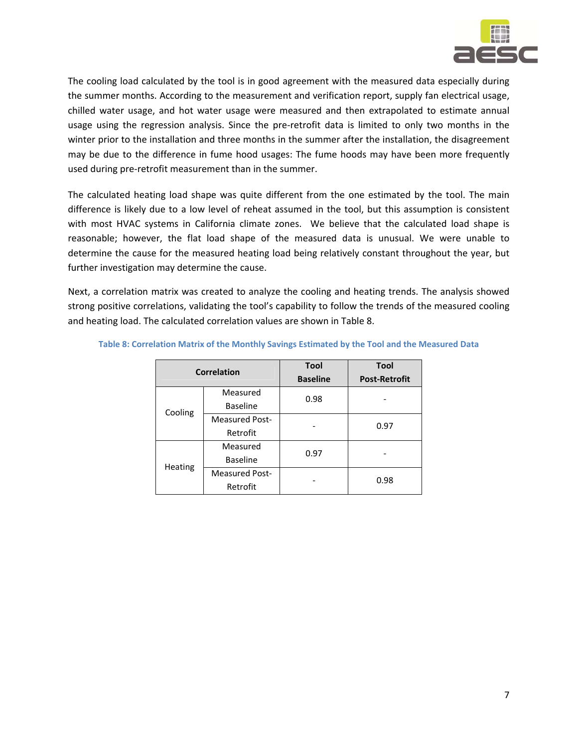The cooling load calculated by the tool is in good agreement with the measured data especially during the summer months. According to the measurement and verification report, supply fan electrical usage, chilled water usage, and hot water usage were measured and then extrapolated to estimate annual usage using the regression analysis. Since the pre-retrofit data is limited to only two months in the winter prior to the installation and three months in the summer after the installation, the disagreement may be due to the difference in fume hood usages: The fume hoods may have been more frequently used during pre-retrofit measurement than in the summer.

The calculated heating load shape was quite different from the one estimated by the tool. The main difference is likely due to a low level of reheat assumed in the tool, but this assumption is consistent with most HVAC systems in California climate zones. We believe that the calculated load shape is reasonable; however, the flat load shape of the measured data is unusual. We were unable to determine the cause for the measured heating load being relatively constant throughout the year, but further investigation may determine the cause.

Next, a correlation matrix was created to analyze the cooling and heating trends. The analysis showed strong positive correlations, validating the tool's capability to follow the trends of the measured cooling and heating load. The calculated correlation values are shown in Table 8.

**Table 8: Correlation Matrix of the Monthly Savings Estimated by the Tool and the Measured Data**

| Correlation | | Tool Baseline | Tool Post-Retrofit |
|---|---|---|---|
| Cooling | Measured Baseline | 0.98 | - |
| | Measured Post-Retrofit | - | 0.97 |
| Heating | Measured Baseline | 0.97 | - |
| | Measured Post-Retrofit | - | 0.98 |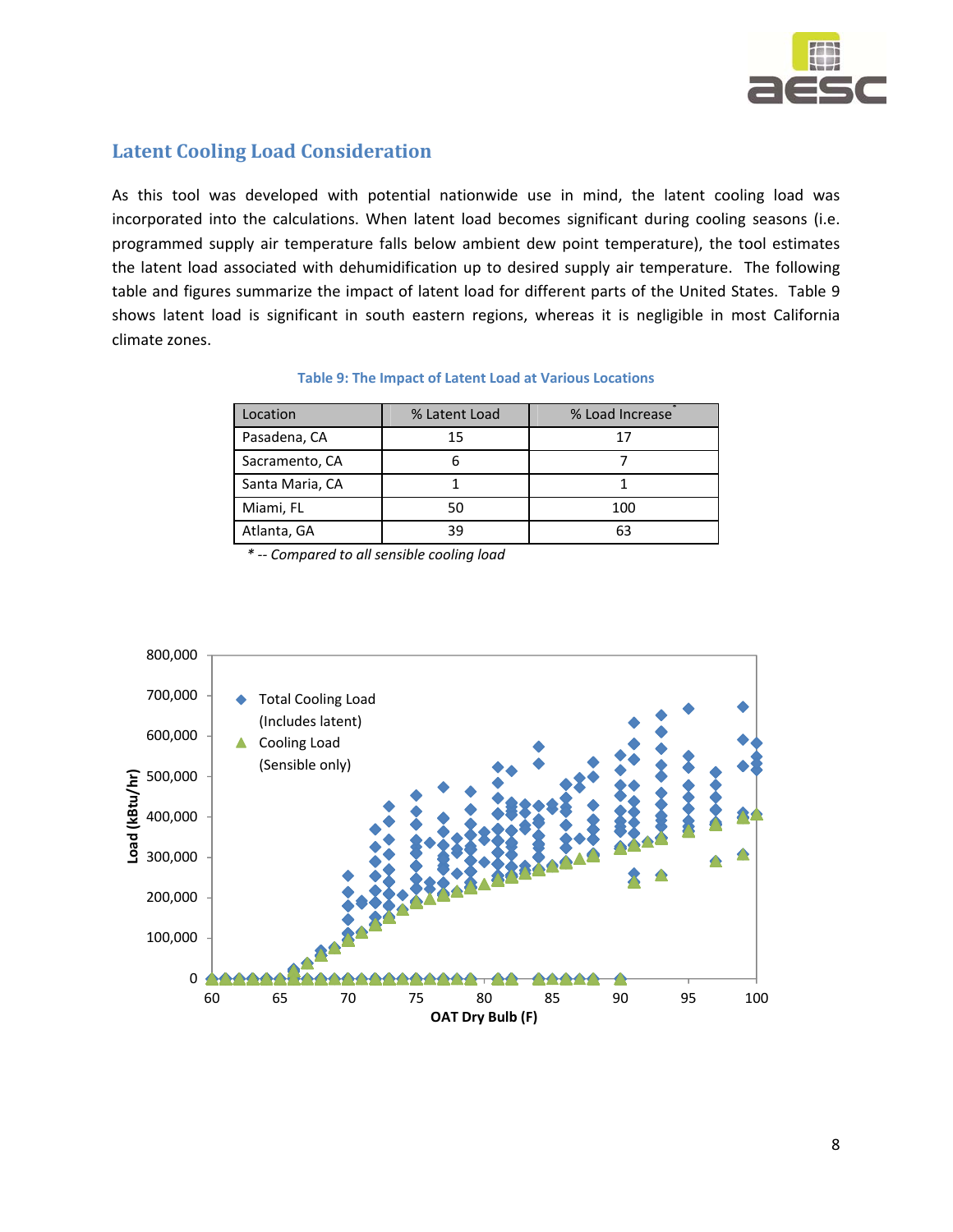## Latent Cooling Load Consideration

As this tool was developed with potential nationwide use in mind, the latent cooling load was incorporated into the calculations. When latent load becomes significant during cooling seasons (i.e. programmed supply air temperature falls below ambient dew point temperature), the tool estimates the latent load associated with dehumidification up to desired supply air temperature. The following table and figures summarize the impact of latent load for different parts of the United States. Table 9 shows latent load is significant in south eastern regions, whereas it is negligible in most California climate zones.

**Table 9: The Impact of Latent Load at Various Locations**

| Location | % Latent Load | % Load Increase* |
|---|---|---|
| Pasadena, CA | 15 | 17 |
| Sacramento, CA | 6 | 7 |
| Santa Maria, CA | 1 | 1 |
| Miami, FL | 50 | 100 |
| Atlanta, GA | 39 | 63 |

*\* -- Compared to all sensible cooling load*

Load (kBtu/hr): 0, 100,000, 200,000, 300,000, 400,000, 500,000, 600,000, 700,000, 800,000

OAT Dry Bulb (F): 60, 65, 70, 75, 80, 85, 90, 95, 100

Total Cooling Load (Includes latent)

Cooling Load (Sensible only)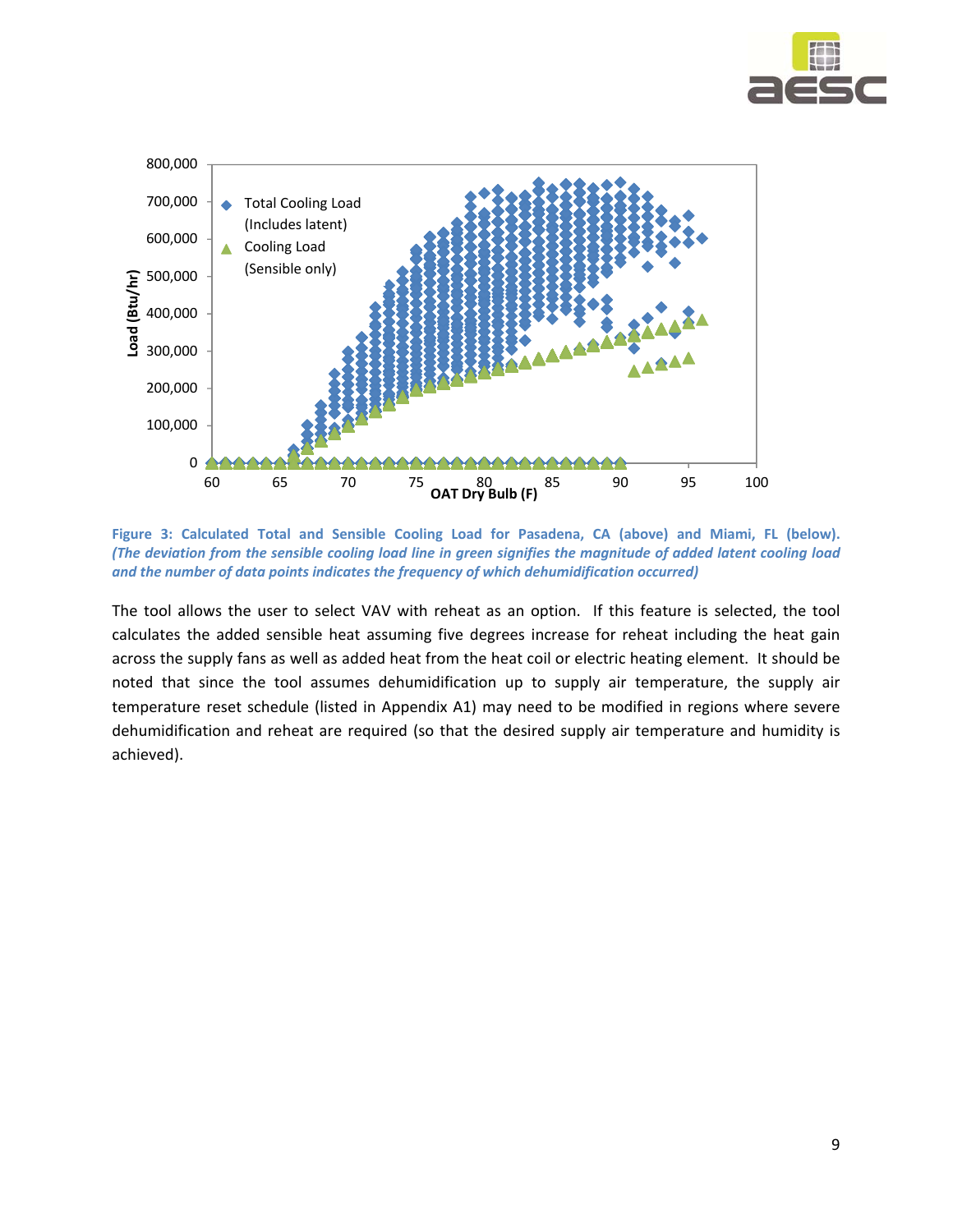**Figure 3: Calculated Total and Sensible Cooling Load for Pasadena, CA (above) and Miami, FL (below).** ***(The deviation from the sensible cooling load line in green signifies the magnitude of added latent cooling load and the number of data points indicates the frequency of which dehumidification occurred)***

The tool allows the user to select VAV with reheat as an option. If this feature is selected, the tool calculates the added sensible heat assuming five degrees increase for reheat including the heat gain across the supply fans as well as added heat from the heat coil or electric heating element. It should be noted that since the tool assumes dehumidification up to supply air temperature, the supply air temperature reset schedule (listed in Appendix A1) may need to be modified in regions where severe dehumidification and reheat are required (so that the desired supply air temperature and humidity is achieved).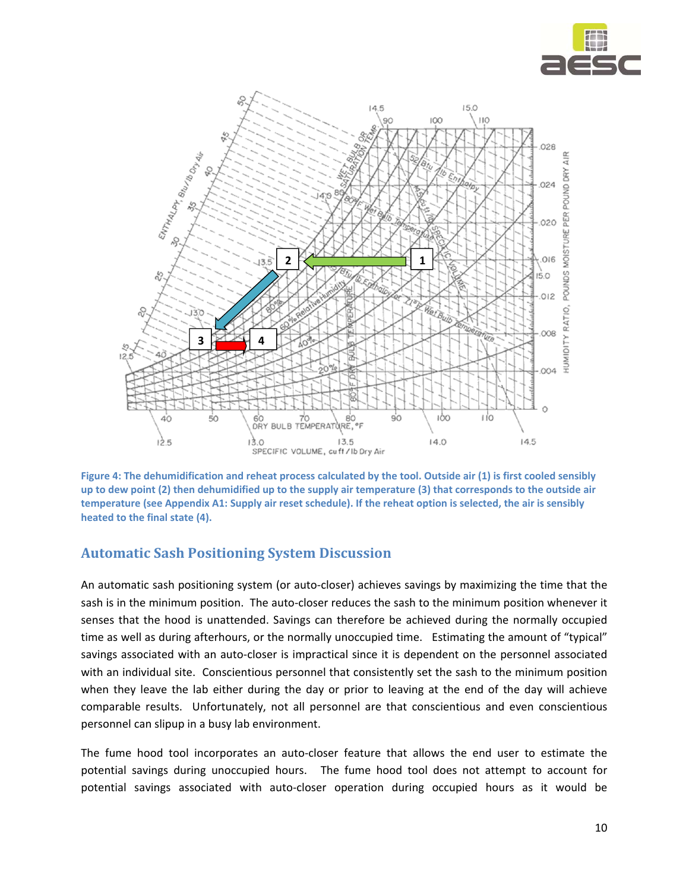Figure 4: The dehumidification and reheat process calculated by the tool. Outside air (1) is first cooled sensibly up to dew point (2) then dehumidified up to the supply air temperature (3) that corresponds to the outside air temperature (see Appendix A1: Supply air reset schedule). If the reheat option is selected, the air is sensibly heated to the final state (4).

## Automatic Sash Positioning System Discussion

An automatic sash positioning system (or auto-closer) achieves savings by maximizing the time that the sash is in the minimum position. The auto-closer reduces the sash to the minimum position whenever it senses that the hood is unattended. Savings can therefore be achieved during the normally occupied time as well as during afterhours, or the normally unoccupied time. Estimating the amount of "typical" savings associated with an auto-closer is impractical since it is dependent on the personnel associated with an individual site. Conscientious personnel that consistently set the sash to the minimum position when they leave the lab either during the day or prior to leaving at the end of the day will achieve comparable results. Unfortunately, not all personnel are that conscientious and even conscientious personnel can slipup in a busy lab environment.

The fume hood tool incorporates an auto-closer feature that allows the end user to estimate the potential savings during unoccupied hours. The fume hood tool does not attempt to account for potential savings associated with auto-closer operation during occupied hours as it would be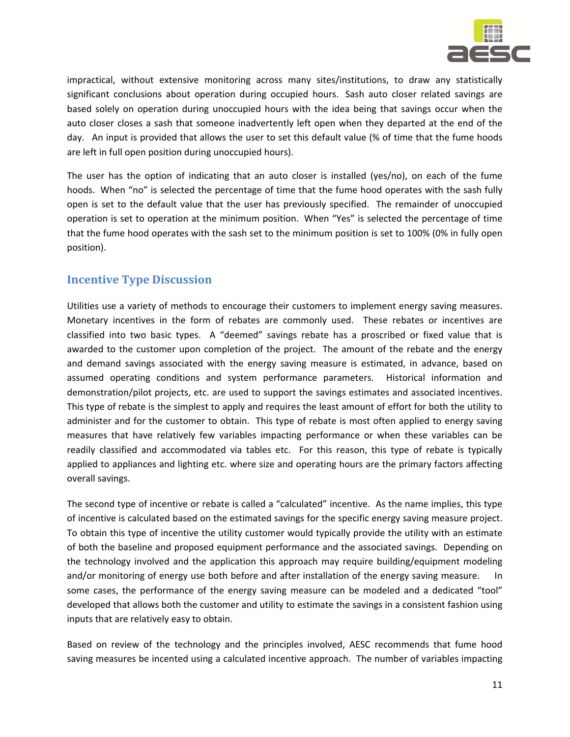impractical, without extensive monitoring across many sites/institutions, to draw any statistically significant conclusions about operation during occupied hours. Sash auto closer related savings are based solely on operation during unoccupied hours with the idea being that savings occur when the auto closer closes a sash that someone inadvertently left open when they departed at the end of the day. An input is provided that allows the user to set this default value (% of time that the fume hoods are left in full open position during unoccupied hours).

The user has the option of indicating that an auto closer is installed (yes/no), on each of the fume hoods. When "no" is selected the percentage of time that the fume hood operates with the sash fully open is set to the default value that the user has previously specified. The remainder of unoccupied operation is set to operation at the minimum position. When "Yes" is selected the percentage of time that the fume hood operates with the sash set to the minimum position is set to 100% (0% in fully open position).

## Incentive Type Discussion

Utilities use a variety of methods to encourage their customers to implement energy saving measures. Monetary incentives in the form of rebates are commonly used. These rebates or incentives are classified into two basic types. A "deemed" savings rebate has a proscribed or fixed value that is awarded to the customer upon completion of the project. The amount of the rebate and the energy and demand savings associated with the energy saving measure is estimated, in advance, based on assumed operating conditions and system performance parameters. Historical information and demonstration/pilot projects, etc. are used to support the savings estimates and associated incentives. This type of rebate is the simplest to apply and requires the least amount of effort for both the utility to administer and for the customer to obtain. This type of rebate is most often applied to energy saving measures that have relatively few variables impacting performance or when these variables can be readily classified and accommodated via tables etc. For this reason, this type of rebate is typically applied to appliances and lighting etc. where size and operating hours are the primary factors affecting overall savings.

The second type of incentive or rebate is called a "calculated" incentive. As the name implies, this type of incentive is calculated based on the estimated savings for the specific energy saving measure project. To obtain this type of incentive the utility customer would typically provide the utility with an estimate of both the baseline and proposed equipment performance and the associated savings. Depending on the technology involved and the application this approach may require building/equipment modeling and/or monitoring of energy use both before and after installation of the energy saving measure. In some cases, the performance of the energy saving measure can be modeled and a dedicated "tool" developed that allows both the customer and utility to estimate the savings in a consistent fashion using inputs that are relatively easy to obtain.

Based on review of the technology and the principles involved, AESC recommends that fume hood saving measures be incented using a calculated incentive approach. The number of variables impacting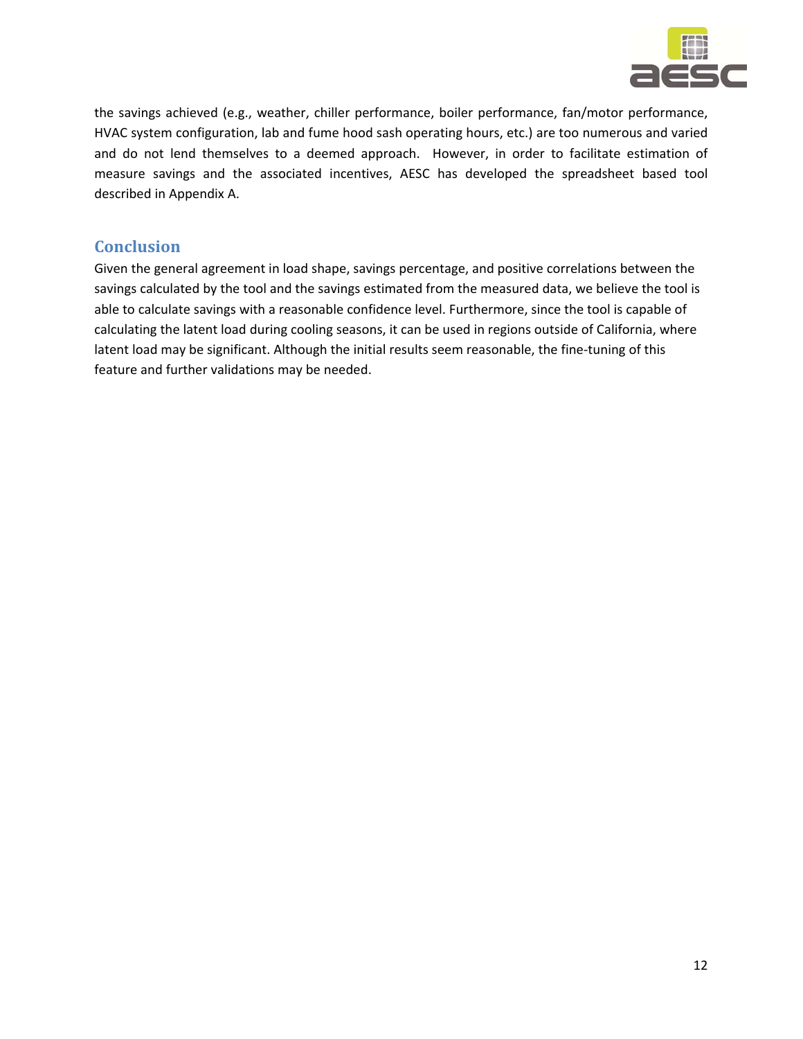the savings achieved (e.g., weather, chiller performance, boiler performance, fan/motor performance, HVAC system configuration, lab and fume hood sash operating hours, etc.) are too numerous and varied and do not lend themselves to a deemed approach. However, in order to facilitate estimation of measure savings and the associated incentives, AESC has developed the spreadsheet based tool described in Appendix A.

## Conclusion

Given the general agreement in load shape, savings percentage, and positive correlations between the savings calculated by the tool and the savings estimated from the measured data, we believe the tool is able to calculate savings with a reasonable confidence level. Furthermore, since the tool is capable of calculating the latent load during cooling seasons, it can be used in regions outside of California, where latent load may be significant. Although the initial results seem reasonable, the fine-tuning of this feature and further validations may be needed.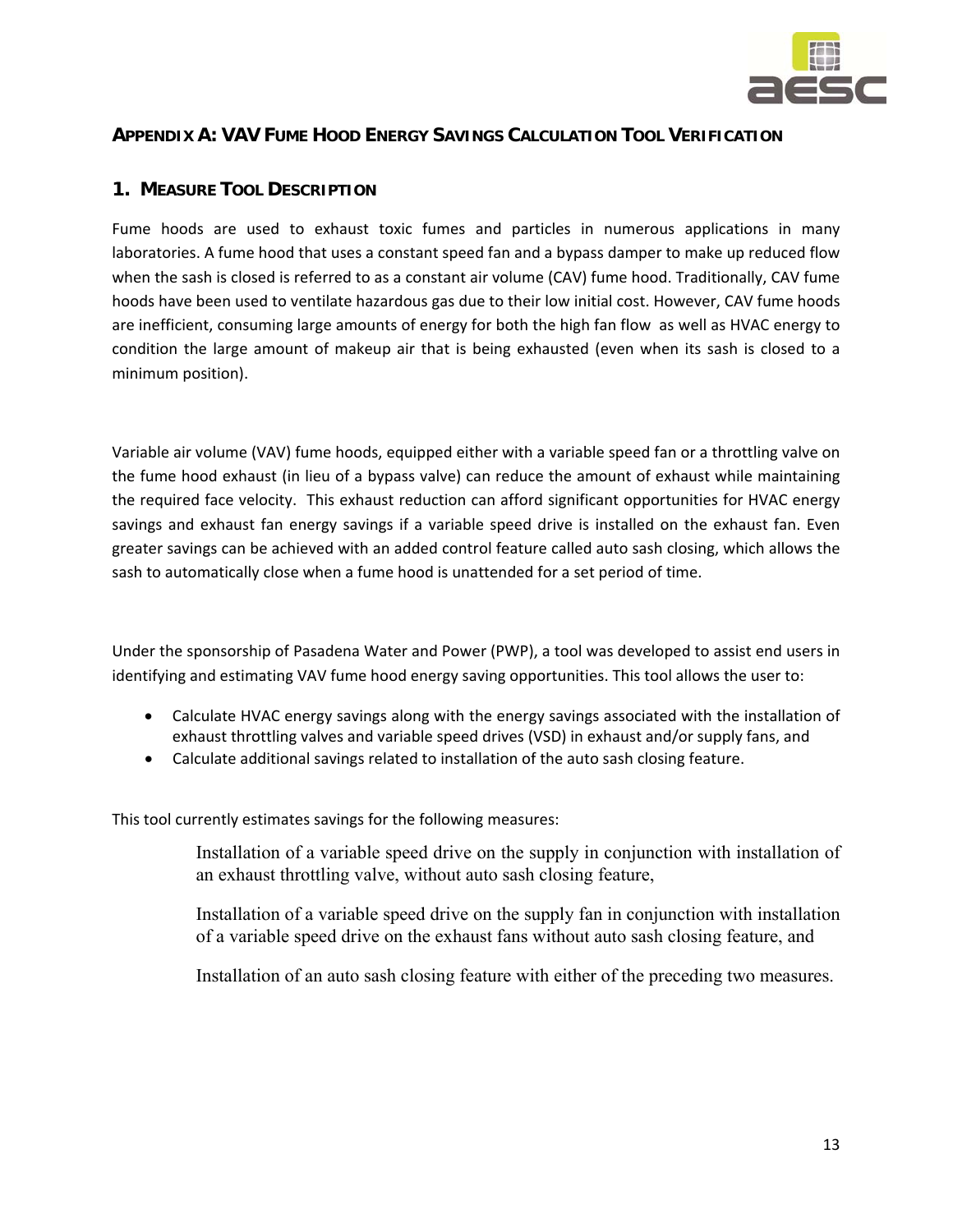## APPENDIX A: VAV FUME HOOD ENERGY SAVINGS CALCULATION TOOL VERIFICATION

### 1. MEASURE TOOL DESCRIPTION

Fume hoods are used to exhaust toxic fumes and particles in numerous applications in many laboratories. A fume hood that uses a constant speed fan and a bypass damper to make up reduced flow when the sash is closed is referred to as a constant air volume (CAV) fume hood. Traditionally, CAV fume hoods have been used to ventilate hazardous gas due to their low initial cost. However, CAV fume hoods are inefficient, consuming large amounts of energy for both the high fan flow as well as HVAC energy to condition the large amount of makeup air that is being exhausted (even when its sash is closed to a minimum position).

Variable air volume (VAV) fume hoods, equipped either with a variable speed fan or a throttling valve on the fume hood exhaust (in lieu of a bypass valve) can reduce the amount of exhaust while maintaining the required face velocity. This exhaust reduction can afford significant opportunities for HVAC energy savings and exhaust fan energy savings if a variable speed drive is installed on the exhaust fan. Even greater savings can be achieved with an added control feature called auto sash closing, which allows the sash to automatically close when a fume hood is unattended for a set period of time.

Under the sponsorship of Pasadena Water and Power (PWP), a tool was developed to assist end users in identifying and estimating VAV fume hood energy saving opportunities. This tool allows the user to:

- Calculate HVAC energy savings along with the energy savings associated with the installation of exhaust throttling valves and variable speed drives (VSD) in exhaust and/or supply fans, and
- Calculate additional savings related to installation of the auto sash closing feature.

This tool currently estimates savings for the following measures:

Installation of a variable speed drive on the supply in conjunction with installation of an exhaust throttling valve, without auto sash closing feature,

Installation of a variable speed drive on the supply fan in conjunction with installation of a variable speed drive on the exhaust fans without auto sash closing feature, and

Installation of an auto sash closing feature with either of the preceding two measures.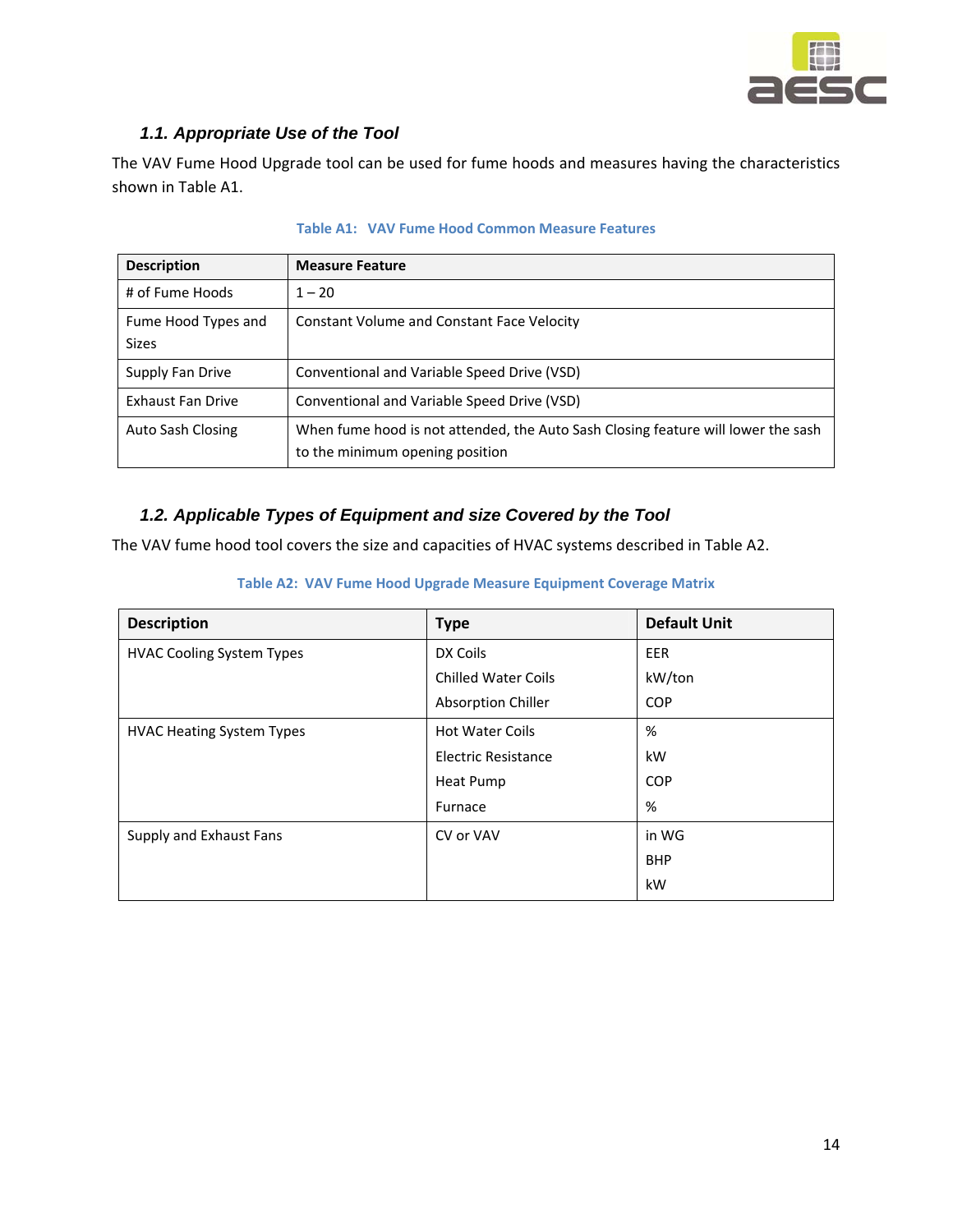### 1.1. Appropriate Use of the Tool

The VAV Fume Hood Upgrade tool can be used for fume hoods and measures having the characteristics shown in Table A1.

**Table A1: VAV Fume Hood Common Measure Features**

| Description | Measure Feature |
|---|---|
| # of Fume Hoods | 1 – 20 |
| Fume Hood Types and Sizes | Constant Volume and Constant Face Velocity |
| Supply Fan Drive | Conventional and Variable Speed Drive (VSD) |
| Exhaust Fan Drive | Conventional and Variable Speed Drive (VSD) |
| Auto Sash Closing | When fume hood is not attended, the Auto Sash Closing feature will lower the sash to the minimum opening position |

### 1.2. Applicable Types of Equipment and size Covered by the Tool

The VAV fume hood tool covers the size and capacities of HVAC systems described in Table A2.

**Table A2: VAV Fume Hood Upgrade Measure Equipment Coverage Matrix**

| Description | Type | Default Unit |
|---|---|---|
| HVAC Cooling System Types | DX Coils | EER |
| | Chilled Water Coils | kW/ton |
| | Absorption Chiller | COP |
| HVAC Heating System Types | Hot Water Coils | % |
| | Electric Resistance | kW |
| | Heat Pump | COP |
| | Furnace | % |
| Supply and Exhaust Fans | CV or VAV | in WG |
| | | BHP |
| | | kW |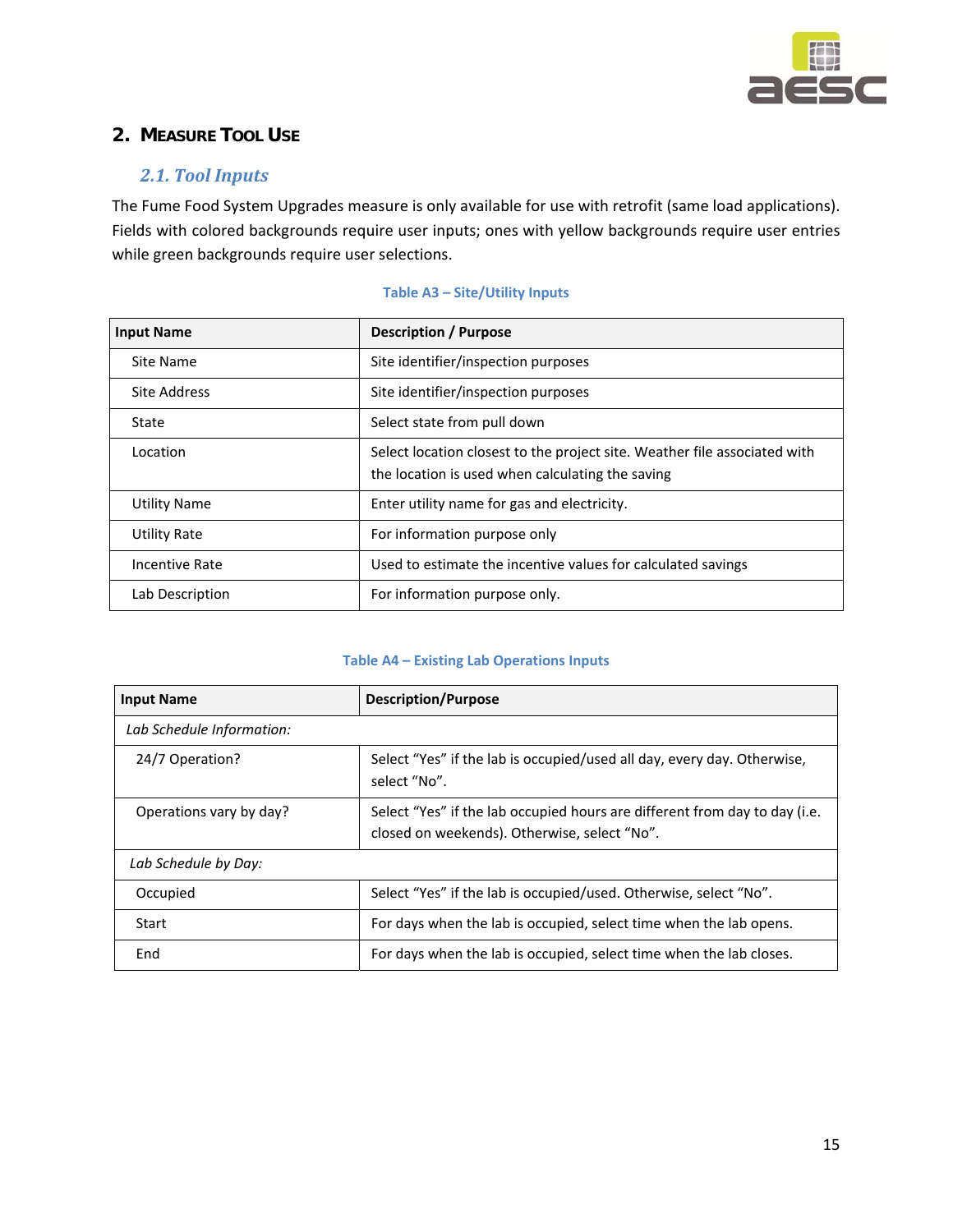## 2. Measure Tool Use

### 2.1. Tool Inputs

The Fume Food System Upgrades measure is only available for use with retrofit (same load applications). Fields with colored backgrounds require user inputs; ones with yellow backgrounds require user entries while green backgrounds require user selections.

**Table A3 – Site/Utility Inputs**

| Input Name | Description / Purpose |
|---|---|
| Site Name | Site identifier/inspection purposes |
| Site Address | Site identifier/inspection purposes |
| State | Select state from pull down |
| Location | Select location closest to the project site. Weather file associated with the location is used when calculating the saving |
| Utility Name | Enter utility name for gas and electricity. |
| Utility Rate | For information purpose only |
| Incentive Rate | Used to estimate the incentive values for calculated savings |
| Lab Description | For information purpose only. |

**Table A4 – Existing Lab Operations Inputs**

| Input Name | Description/Purpose |
|---|---|
| *Lab Schedule Information:* | |
| 24/7 Operation? | Select "Yes" if the lab is occupied/used all day, every day. Otherwise, select "No". |
| Operations vary by day? | Select "Yes" if the lab occupied hours are different from day to day (i.e. closed on weekends). Otherwise, select "No". |
| *Lab Schedule by Day:* | |
| Occupied | Select "Yes" if the lab is occupied/used. Otherwise, select "No". |
| Start | For days when the lab is occupied, select time when the lab opens. |
| End | For days when the lab is occupied, select time when the lab closes. |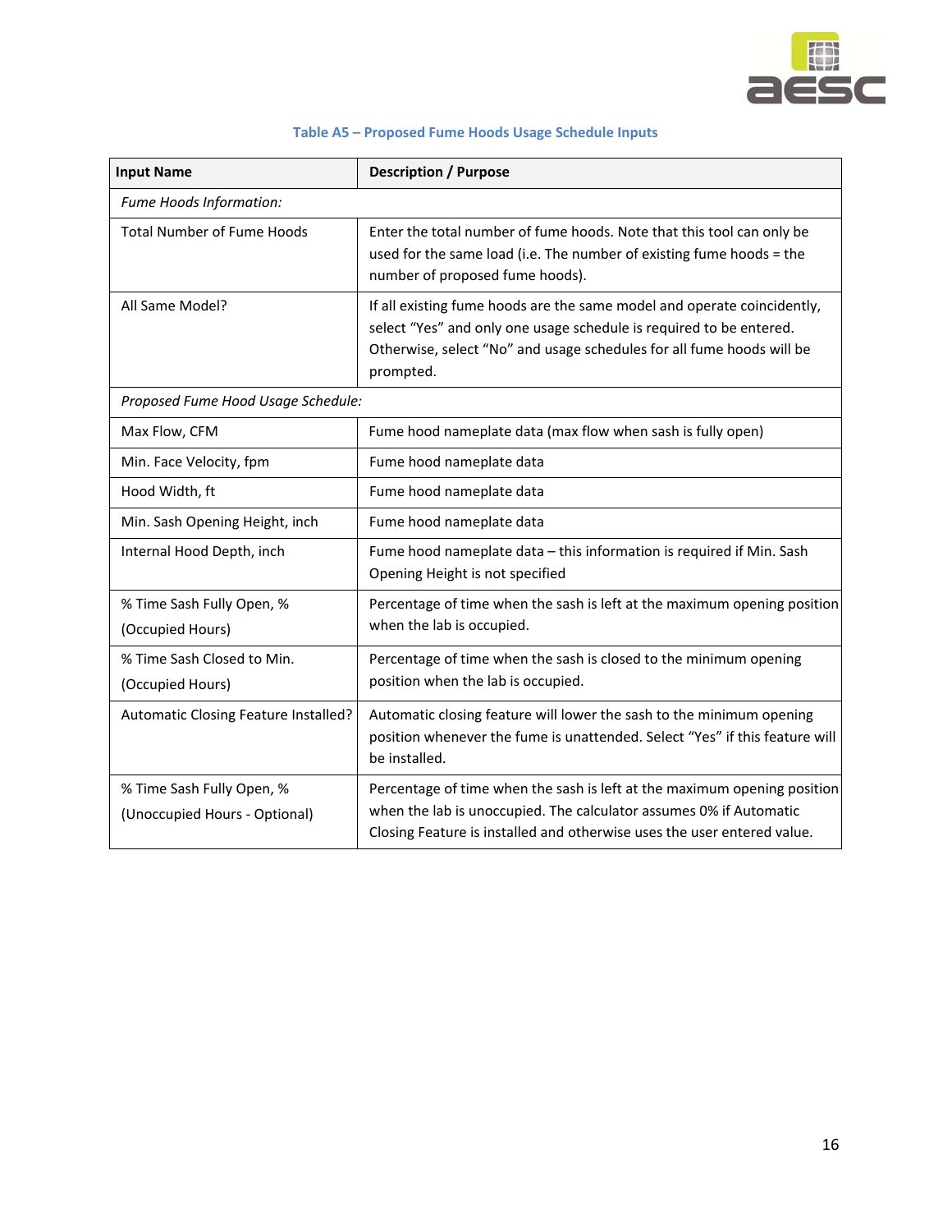**Table A5 – Proposed Fume Hoods Usage Schedule Inputs**

| Input Name | Description / Purpose |
| --- | --- |
| *Fume Hoods Information:* | |
| Total Number of Fume Hoods | Enter the total number of fume hoods. Note that this tool can only be used for the same load (i.e. The number of existing fume hoods = the number of proposed fume hoods). |
| All Same Model? | If all existing fume hoods are the same model and operate coincidently, select "Yes" and only one usage schedule is required to be entered. Otherwise, select "No" and usage schedules for all fume hoods will be prompted. |
| *Proposed Fume Hood Usage Schedule:* | |
| Max Flow, CFM | Fume hood nameplate data (max flow when sash is fully open) |
| Min. Face Velocity, fpm | Fume hood nameplate data |
| Hood Width, ft | Fume hood nameplate data |
| Min. Sash Opening Height, inch | Fume hood nameplate data |
| Internal Hood Depth, inch | Fume hood nameplate data – this information is required if Min. Sash Opening Height is not specified |
| % Time Sash Fully Open, % (Occupied Hours) | Percentage of time when the sash is left at the maximum opening position when the lab is occupied. |
| % Time Sash Closed to Min. (Occupied Hours) | Percentage of time when the sash is closed to the minimum opening position when the lab is occupied. |
| Automatic Closing Feature Installed? | Automatic closing feature will lower the sash to the minimum opening position whenever the fume is unattended. Select "Yes" if this feature will be installed. |
| % Time Sash Fully Open, % (Unoccupied Hours - Optional) | Percentage of time when the sash is left at the maximum opening position when the lab is unoccupied. The calculator assumes 0% if Automatic Closing Feature is installed and otherwise uses the user entered value. |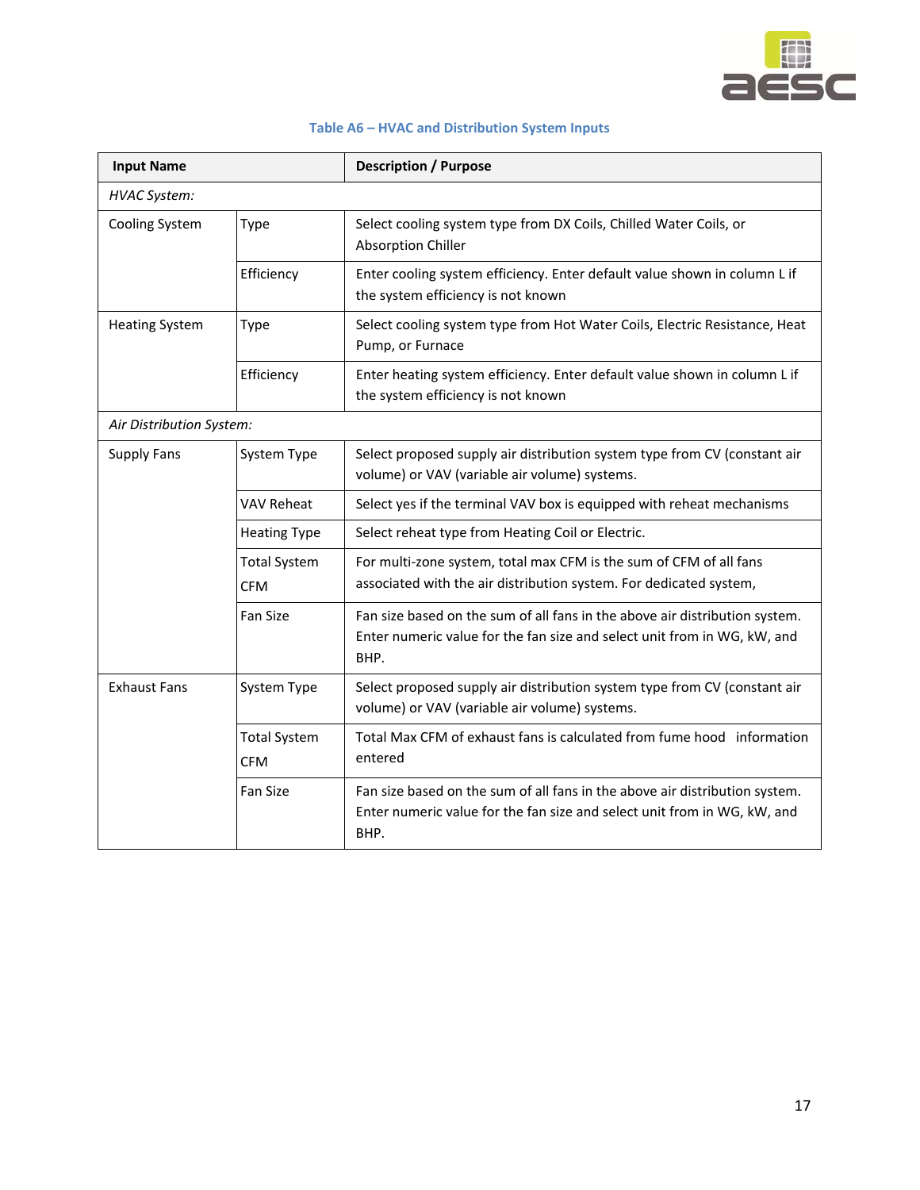**Table A6 – HVAC and Distribution System Inputs**

| Input Name | | Description / Purpose |
|---|---|---|
| *HVAC System:* | | |
| Cooling System | Type | Select cooling system type from DX Coils, Chilled Water Coils, or Absorption Chiller |
| | Efficiency | Enter cooling system efficiency. Enter default value shown in column L if the system efficiency is not known |
| Heating System | Type | Select cooling system type from Hot Water Coils, Electric Resistance, Heat Pump, or Furnace |
| | Efficiency | Enter heating system efficiency. Enter default value shown in column L if the system efficiency is not known |
| *Air Distribution System:* | | |
| Supply Fans | System Type | Select proposed supply air distribution system type from CV (constant air volume) or VAV (variable air volume) systems. |
| | VAV Reheat | Select yes if the terminal VAV box is equipped with reheat mechanisms |
| | Heating Type | Select reheat type from Heating Coil or Electric. |
| | Total System CFM | For multi-zone system, total max CFM is the sum of CFM of all fans associated with the air distribution system. For dedicated system, |
| | Fan Size | Fan size based on the sum of all fans in the above air distribution system. Enter numeric value for the fan size and select unit from in WG, kW, and BHP. |
| Exhaust Fans | System Type | Select proposed supply air distribution system type from CV (constant air volume) or VAV (variable air volume) systems. |
| | Total System CFM | Total Max CFM of exhaust fans is calculated from fume hood information entered |
| | Fan Size | Fan size based on the sum of all fans in the above air distribution system. Enter numeric value for the fan size and select unit from in WG, kW, and BHP. |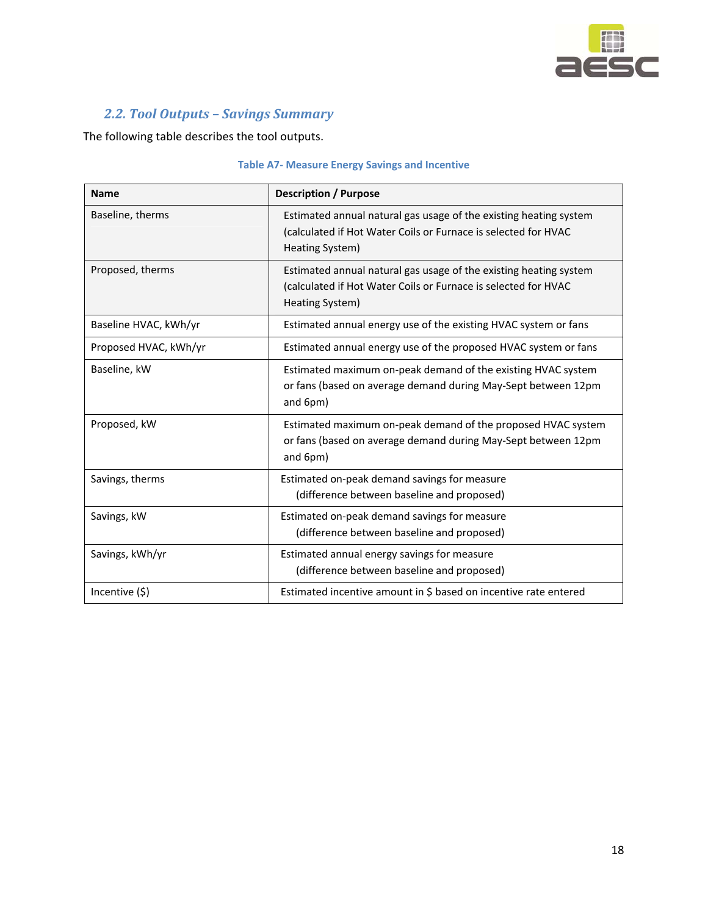### *2.2. Tool Outputs – Savings Summary*

The following table describes the tool outputs.

**Table A7- Measure Energy Savings and Incentive**

| Name | Description / Purpose |
| --- | --- |
| Baseline, therms | Estimated annual natural gas usage of the existing heating system (calculated if Hot Water Coils or Furnace is selected for HVAC Heating System) |
| Proposed, therms | Estimated annual natural gas usage of the existing heating system (calculated if Hot Water Coils or Furnace is selected for HVAC Heating System) |
| Baseline HVAC, kWh/yr | Estimated annual energy use of the existing HVAC system or fans |
| Proposed HVAC, kWh/yr | Estimated annual energy use of the proposed HVAC system or fans |
| Baseline, kW | Estimated maximum on-peak demand of the existing HVAC system or fans (based on average demand during May-Sept between 12pm and 6pm) |
| Proposed, kW | Estimated maximum on-peak demand of the proposed HVAC system or fans (based on average demand during May-Sept between 12pm and 6pm) |
| Savings, therms | Estimated on-peak demand savings for measure (difference between baseline and proposed) |
| Savings, kW | Estimated on-peak demand savings for measure (difference between baseline and proposed) |
| Savings, kWh/yr | Estimated annual energy savings for measure (difference between baseline and proposed) |
| Incentive ($) | Estimated incentive amount in $ based on incentive rate entered |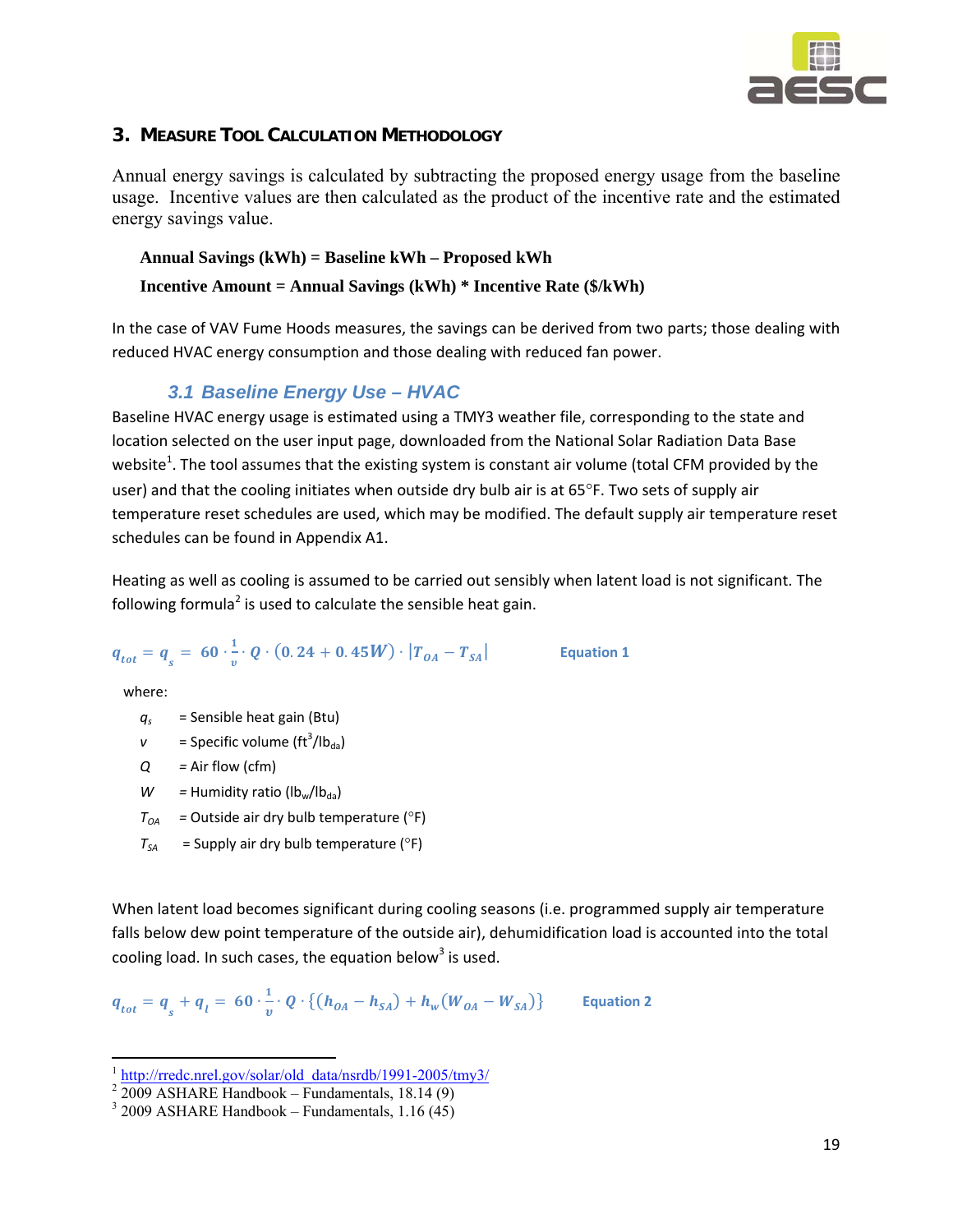## 3. Measure Tool Calculation Methodology

Annual energy savings is calculated by subtracting the proposed energy usage from the baseline usage. Incentive values are then calculated as the product of the incentive rate and the estimated energy savings value.

**Annual Savings (kWh) = Baseline kWh – Proposed kWh**

**Incentive Amount = Annual Savings (kWh) * Incentive Rate ($/kWh)**

In the case of VAV Fume Hoods measures, the savings can be derived from two parts; those dealing with reduced HVAC energy consumption and those dealing with reduced fan power.

### 3.1 Baseline Energy Use – HVAC

Baseline HVAC energy usage is estimated using a TMY3 weather file, corresponding to the state and location selected on the user input page, downloaded from the National Solar Radiation Data Base website[1]. The tool assumes that the existing system is constant air volume (total CFM provided by the user) and that the cooling initiates when outside dry bulb air is at 65°F. Two sets of supply air temperature reset schedules are used, which may be modified. The default supply air temperature reset schedules can be found in Appendix A1.

Heating as well as cooling is assumed to be carried out sensibly when latent load is not significant. The following formula[2] is used to calculate the sensible heat gain.

$$q_{tot} = q_s = 60 \cdot \frac{1}{v} \cdot Q \cdot (0.24 + 0.45W) \cdot |T_{OA} - T_{SA}| \qquad \text{Equation 1}$$

where:

- $q_s$ = Sensible heat gain (Btu)
- $v$ = Specific volume ($ft^3/lb_{da}$)
- $Q$ = Air flow (cfm)
- $W$ = Humidity ratio ($lb_w/lb_{da}$)
- $T_{OA}$ = Outside air dry bulb temperature (°F)
- $T_{SA}$ = Supply air dry bulb temperature (°F)

When latent load becomes significant during cooling seasons (i.e. programmed supply air temperature falls below dew point temperature of the outside air), dehumidification load is accounted into the total cooling load. In such cases, the equation below[3] is used.

$$q_{tot} = q_s + q_l = 60 \cdot \frac{1}{v} \cdot Q \cdot \{(h_{OA} - h_{SA}) + h_w(W_{OA} - W_{SA})\} \qquad \text{Equation 2}$$

---

[1] http://rredc.nrel.gov/solar/old_data/nsrdb/1991-2005/tmy3/

[2] 2009 ASHARE Handbook – Fundamentals, 18.14 (9)

[3] 2009 ASHARE Handbook – Fundamentals, 1.16 (45)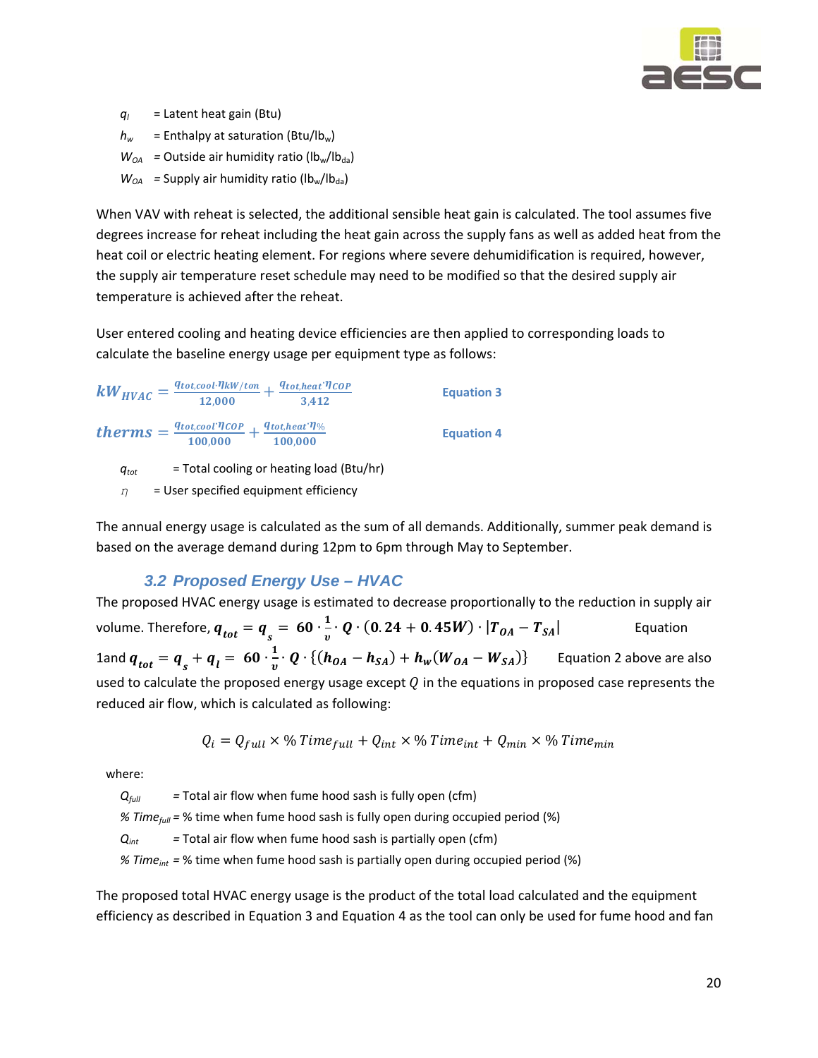$q_l$ = Latent heat gain (Btu)

$h_w$ = Enthalpy at saturation (Btu/lb$_w$)

$W_{OA}$ = Outside air humidity ratio (lb$_w$/lb$_{da}$)

$W_{OA}$ = Supply air humidity ratio (lb$_w$/lb$_{da}$)

When VAV with reheat is selected, the additional sensible heat gain is calculated. The tool assumes five degrees increase for reheat including the heat gain across the supply fans as well as added heat from the heat coil or electric heating element. For regions where severe dehumidification is required, however, the supply air temperature reset schedule may need to be modified so that the desired supply air temperature is achieved after the reheat.

User entered cooling and heating device efficiencies are then applied to corresponding loads to calculate the baseline energy usage per equipment type as follows:

$$kW_{HVAC} = \frac{q_{tot,cool} \cdot \eta_{kW/ton}}{12{,}000} + \frac{q_{tot,heat} \cdot \eta_{COP}}{3{,}412} \qquad \text{Equation 3}$$

$$therms = \frac{q_{tot,cool} \cdot \eta_{COP}}{100{,}000} + \frac{q_{tot,heat} \cdot \eta_{\%}}{100{,}000} \qquad \text{Equation 4}$$

$q_{tot}$ = Total cooling or heating load (Btu/hr)

$\eta$ = User specified equipment efficiency

The annual energy usage is calculated as the sum of all demands. Additionally, summer peak demand is based on the average demand during 12pm to 6pm through May to September.

## 3.2 Proposed Energy Use – HVAC

The proposed HVAC energy usage is estimated to decrease proportionally to the reduction in supply air volume. Therefore, $q_{tot} = q_s = 60 \cdot \frac{1}{v} \cdot Q \cdot (0.24 + 0.45W) \cdot |T_{OA} - T_{SA}|$ Equation 1and $q_{tot} = q_s + q_l = 60 \cdot \frac{1}{v} \cdot Q \cdot \{(h_{OA} - h_{SA}) + h_w(W_{OA} - W_{SA})\}$ Equation 2 above are also used to calculate the proposed energy usage except $Q$ in the equations in proposed case represents the reduced air flow, which is calculated as following:

$$Q_i = Q_{full} \times \%\,Time_{full} + Q_{int} \times \%\,Time_{int} + Q_{min} \times \%\,Time_{min}$$

where:

$Q_{full}$ = Total air flow when fume hood sash is fully open (cfm)

$\%\,Time_{full}$ = % time when fume hood sash is fully open during occupied period (%)

$Q_{int}$ = Total air flow when fume hood sash is partially open (cfm)

$\%\,Time_{int}$ = % time when fume hood sash is partially open during occupied period (%)

The proposed total HVAC energy usage is the product of the total load calculated and the equipment efficiency as described in Equation 3 and Equation 4 as the tool can only be used for fume hood and fan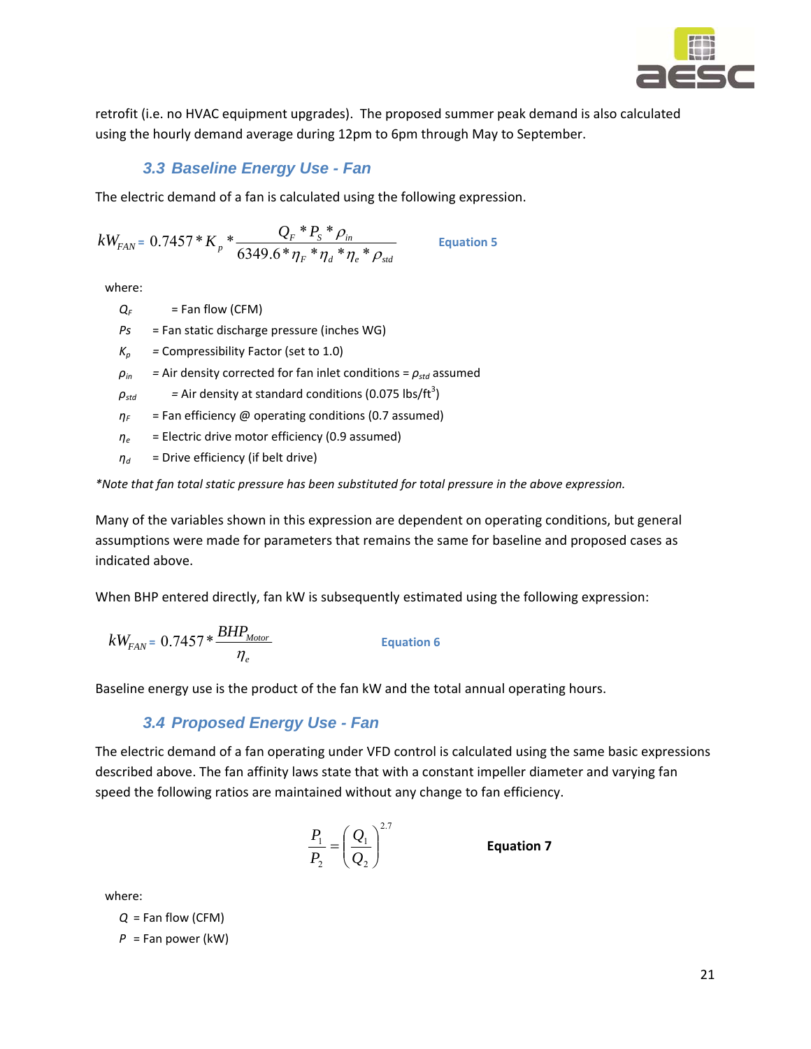retrofit (i.e. no HVAC equipment upgrades). The proposed summer peak demand is also calculated using the hourly demand average during 12pm to 6pm through May to September.

### 3.3 Baseline Energy Use - Fan

The electric demand of a fan is calculated using the following expression.

$$kW_{FAN} = 0.7457 * K_p * \frac{Q_F * P_S * \rho_{in}}{6349.6 * \eta_F * \eta_d * \eta_e * \rho_{std}} \qquad \textbf{Equation 5}$$

where:

- $Q_F$ = Fan flow (CFM)
- $Ps$ = Fan static discharge pressure (inches WG)
- $K_p$ = Compressibility Factor (set to 1.0)
- $\rho_{in}$ = Air density corrected for fan inlet conditions = $\rho_{std}$ assumed
- $\rho_{std}$ = Air density at standard conditions (0.075 lbs/ft$^3$)
- $\eta_F$ = Fan efficiency @ operating conditions (0.7 assumed)
- $\eta_e$ = Electric drive motor efficiency (0.9 assumed)
- $\eta_d$ = Drive efficiency (if belt drive)

*\*Note that fan total static pressure has been substituted for total pressure in the above expression.*

Many of the variables shown in this expression are dependent on operating conditions, but general assumptions were made for parameters that remains the same for baseline and proposed cases as indicated above.

When BHP entered directly, fan kW is subsequently estimated using the following expression:

$$kW_{FAN} = 0.7457 * \frac{BHP_{Motor}}{\eta_e} \qquad \textbf{Equation 6}$$

Baseline energy use is the product of the fan kW and the total annual operating hours.

### 3.4 Proposed Energy Use - Fan

The electric demand of a fan operating under VFD control is calculated using the same basic expressions described above. The fan affinity laws state that with a constant impeller diameter and varying fan speed the following ratios are maintained without any change to fan efficiency.

$$\frac{P_1}{P_2} = \left(\frac{Q_1}{Q_2}\right)^{2.7} \qquad \textbf{Equation 7}$$

where:

- $Q$ = Fan flow (CFM)
- $P$ = Fan power (kW)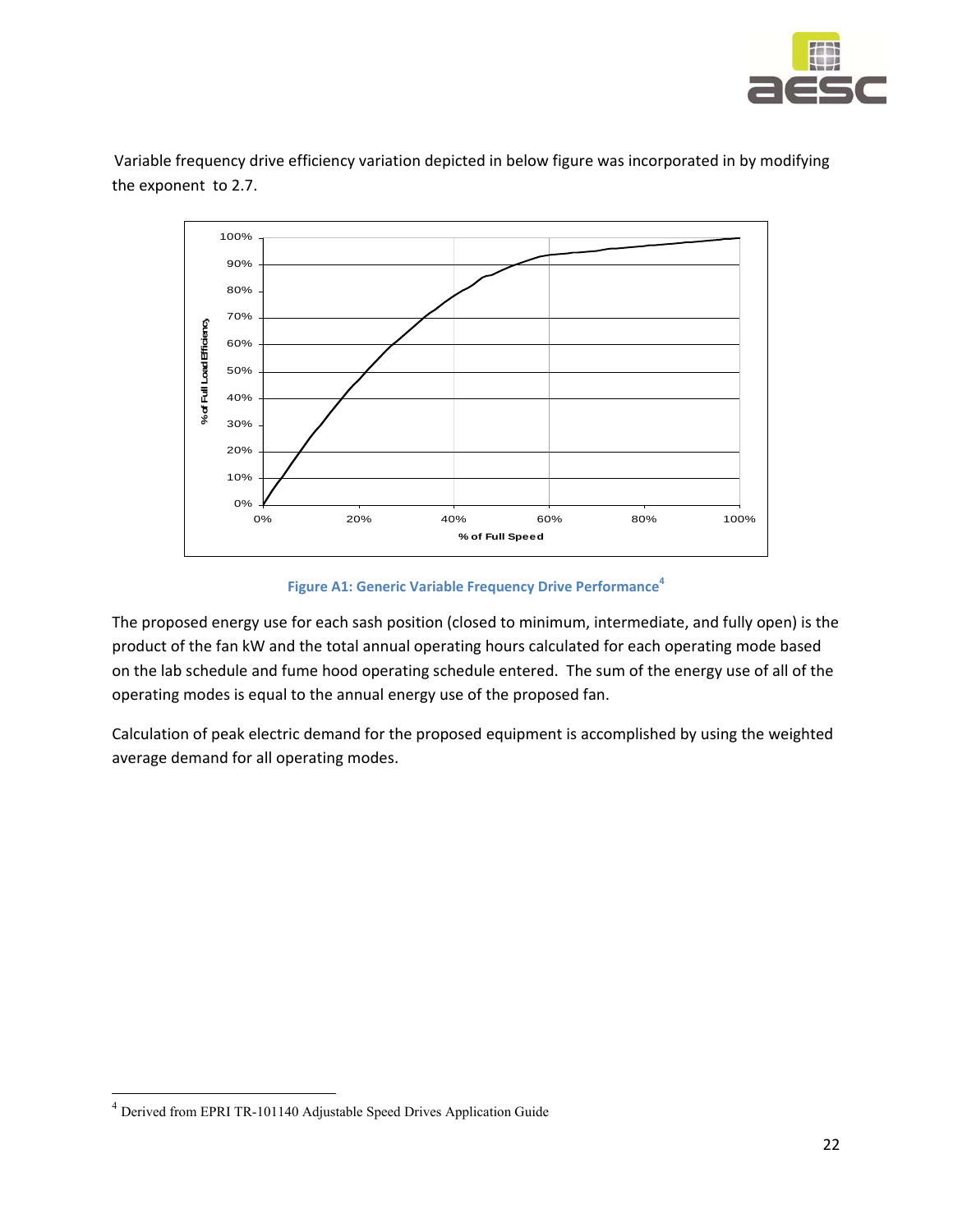Variable frequency drive efficiency variation depicted in below figure was incorporated in by modifying the exponent to 2.7.

Figure A1: Generic Variable Frequency Drive Performance[4]

The proposed energy use for each sash position (closed to minimum, intermediate, and fully open) is the product of the fan kW and the total annual operating hours calculated for each operating mode based on the lab schedule and fume hood operating schedule entered. The sum of the energy use of all of the operating modes is equal to the annual energy use of the proposed fan.

Calculation of peak electric demand for the proposed equipment is accomplished by using the weighted average demand for all operating modes.

[4] Derived from EPRI TR-101140 Adjustable Speed Drives Application Guide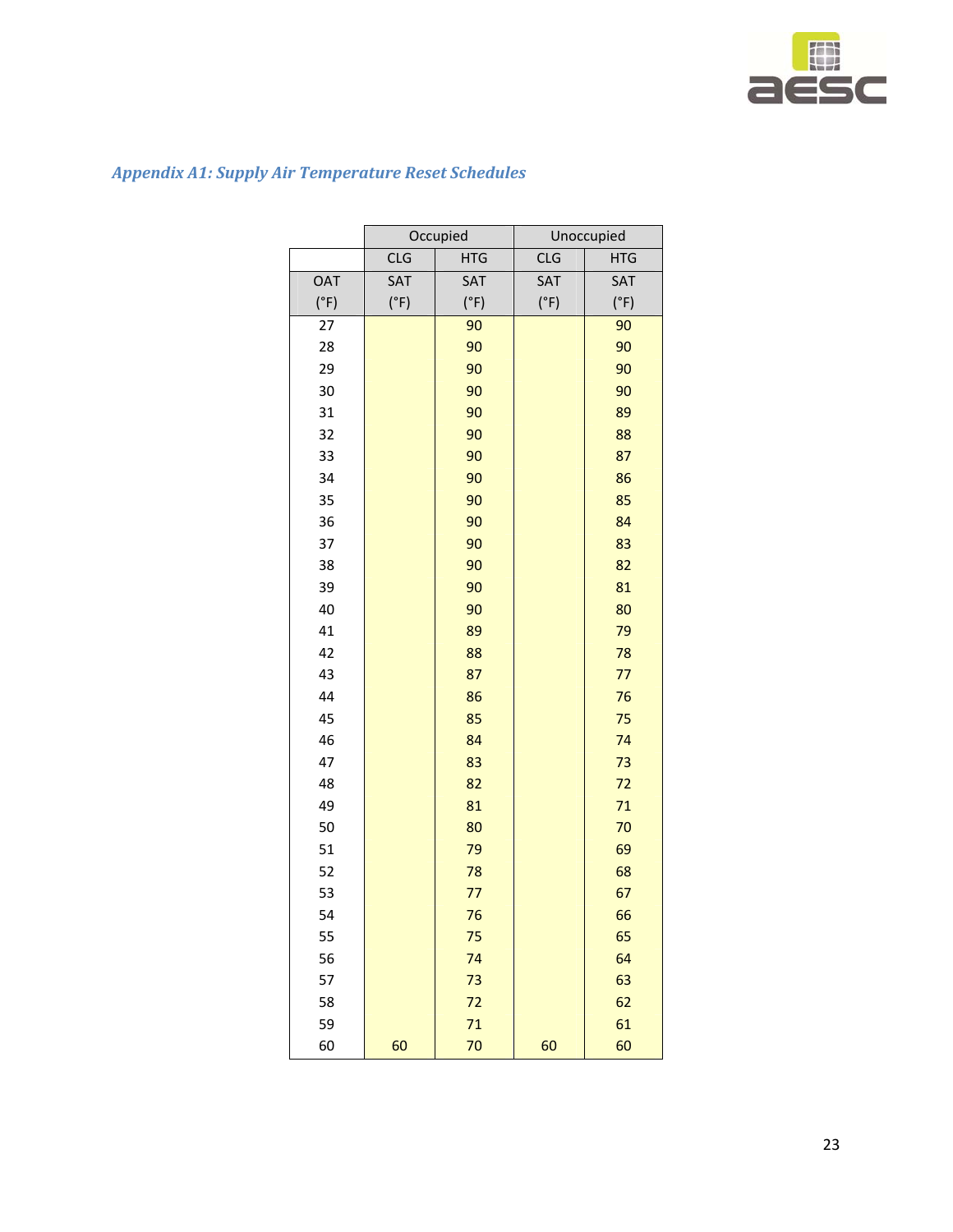## *Appendix A1: Supply Air Temperature Reset Schedules*

| | Occupied | | Unoccupied | |
|---|---|---|---|---|
| | CLG | HTG | CLG | HTG |
| OAT (°F) | SAT (°F) | SAT (°F) | SAT (°F) | SAT (°F) |
| 27 | | 90 | | 90 |
| 28 | | 90 | | 90 |
| 29 | | 90 | | 90 |
| 30 | | 90 | | 90 |
| 31 | | 90 | | 89 |
| 32 | | 90 | | 88 |
| 33 | | 90 | | 87 |
| 34 | | 90 | | 86 |
| 35 | | 90 | | 85 |
| 36 | | 90 | | 84 |
| 37 | | 90 | | 83 |
| 38 | | 90 | | 82 |
| 39 | | 90 | | 81 |
| 40 | | 90 | | 80 |
| 41 | | 89 | | 79 |
| 42 | | 88 | | 78 |
| 43 | | 87 | | 77 |
| 44 | | 86 | | 76 |
| 45 | | 85 | | 75 |
| 46 | | 84 | | 74 |
| 47 | | 83 | | 73 |
| 48 | | 82 | | 72 |
| 49 | | 81 | | 71 |
| 50 | | 80 | | 70 |
| 51 | | 79 | | 69 |
| 52 | | 78 | | 68 |
| 53 | | 77 | | 67 |
| 54 | | 76 | | 66 |
| 55 | | 75 | | 65 |
| 56 | | 74 | | 64 |
| 57 | | 73 | | 63 |
| 58 | | 72 | | 62 |
| 59 | | 71 | | 61 |
| 60 | 60 | 70 | 60 | 60 |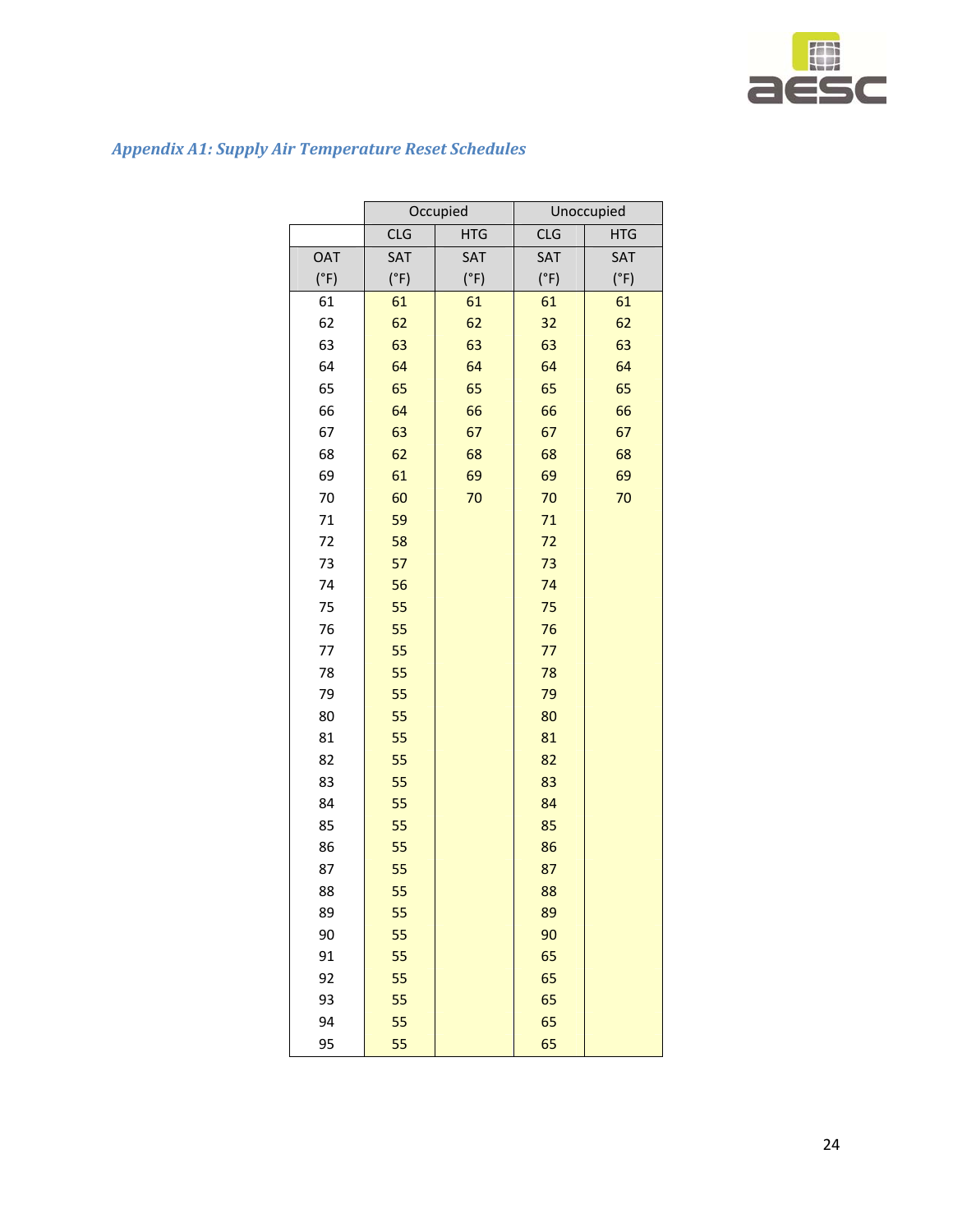## *Appendix A1: Supply Air Temperature Reset Schedules*

| | Occupied | | Unoccupied | |
|---|---|---|---|---|
| | CLG | HTG | CLG | HTG |
| OAT (°F) | SAT (°F) | SAT (°F) | SAT (°F) | SAT (°F) |
| 61 | 61 | 61 | 61 | 61 |
| 62 | 62 | 62 | 32 | 62 |
| 63 | 63 | 63 | 63 | 63 |
| 64 | 64 | 64 | 64 | 64 |
| 65 | 65 | 65 | 65 | 65 |
| 66 | 64 | 66 | 66 | 66 |
| 67 | 63 | 67 | 67 | 67 |
| 68 | 62 | 68 | 68 | 68 |
| 69 | 61 | 69 | 69 | 69 |
| 70 | 60 | 70 | 70 | 70 |
| 71 | 59 | | 71 | |
| 72 | 58 | | 72 | |
| 73 | 57 | | 73 | |
| 74 | 56 | | 74 | |
| 75 | 55 | | 75 | |
| 76 | 55 | | 76 | |
| 77 | 55 | | 77 | |
| 78 | 55 | | 78 | |
| 79 | 55 | | 79 | |
| 80 | 55 | | 80 | |
| 81 | 55 | | 81 | |
| 82 | 55 | | 82 | |
| 83 | 55 | | 83 | |
| 84 | 55 | | 84 | |
| 85 | 55 | | 85 | |
| 86 | 55 | | 86 | |
| 87 | 55 | | 87 | |
| 88 | 55 | | 88 | |
| 89 | 55 | | 89 | |
| 90 | 55 | | 90 | |
| 91 | 55 | | 65 | |
| 92 | 55 | | 65 | |
| 93 | 55 | | 65 | |
| 94 | 55 | | 65 | |
| 95 | 55 | | 65 | |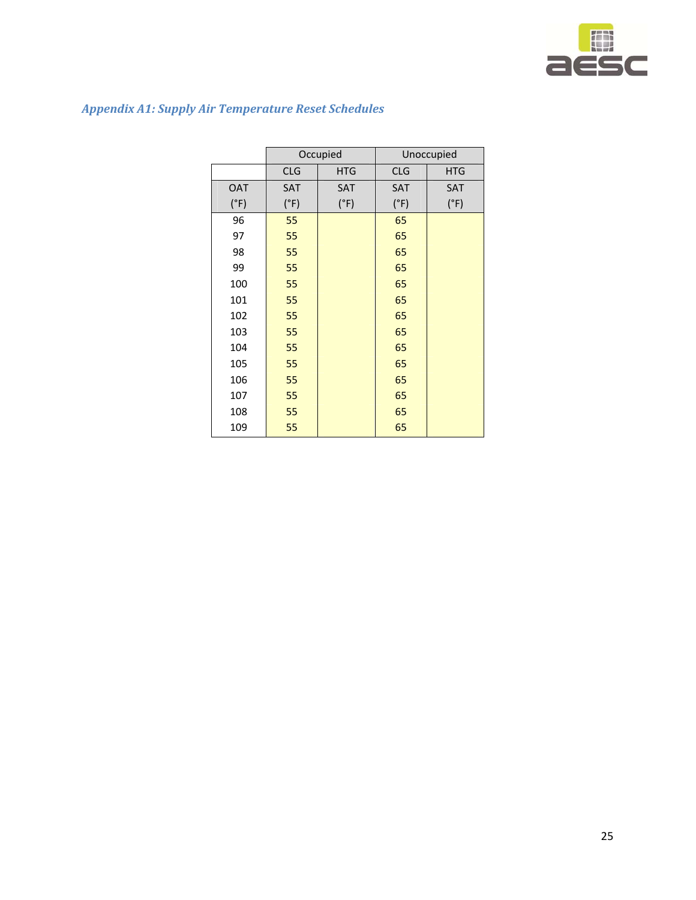### *Appendix A1: Supply Air Temperature Reset Schedules*

| | Occupied | | Unoccupied | |
|---|---|---|---|---|
| | CLG | HTG | CLG | HTG |
| OAT (°F) | SAT (°F) | SAT (°F) | SAT (°F) | SAT (°F) |
| 96 | 55 | | 65 | |
| 97 | 55 | | 65 | |
| 98 | 55 | | 65 | |
| 99 | 55 | | 65 | |
| 100 | 55 | | 65 | |
| 101 | 55 | | 65 | |
| 102 | 55 | | 65 | |
| 103 | 55 | | 65 | |
| 104 | 55 | | 65 | |
| 105 | 55 | | 65 | |
| 106 | 55 | | 65 | |
| 107 | 55 | | 65 | |
| 108 | 55 | | 65 | |
| 109 | 55 | | 65 | |